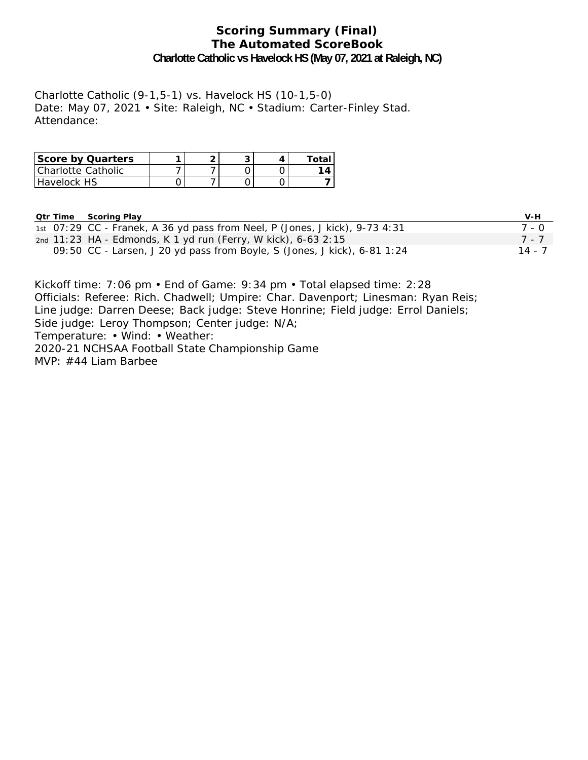# Scoring Summary (Final)
## The Automated ScoreBook
### Charlotte Catholic vs Havelock HS (May 07, 2021 at Raleigh, NC)

Charlotte Catholic (9-1,5-1) vs. Havelock HS (10-1,5-0)
Date: May 07, 2021 • Site: Raleigh, NC • Stadium: Carter-Finley Stad.
Attendance:

| Score by Quarters | 1 | 2 | 3 | 4 | Total |
|---|---|---|---|---|---|
| Charlotte Catholic | 7 | 7 | 0 | 0 | **14** |
| Havelock HS | 0 | 7 | 0 | 0 | **7** |

| Qtr | Time | Scoring Play | V-H |
|---|---|---|---|
| 1st | 07:29 | CC - Franek, A 36 yd pass from Neel, P (Jones, J kick), 9-73 4:31 | 7 - 0 |
| 2nd | 11:23 | HA - Edmonds, K 1 yd run (Ferry, W kick), 6-63 2:15 | 7 - 7 |
| | 09:50 | CC - Larsen, J 20 yd pass from Boyle, S (Jones, J kick), 6-81 1:24 | 14 - 7 |

Kickoff time: 7:06 pm • End of Game: 9:34 pm • Total elapsed time: 2:28
Officials: Referee: Rich. Chadwell; Umpire: Char. Davenport; Linesman: Ryan Reis;
Line judge: Darren Deese; Back judge: Steve Honrine; Field judge: Errol Daniels;
Side judge: Leroy Thompson; Center judge: N/A;
Temperature: • Wind: • Weather:
2020-21 NCHSAA Football State Championship Game
MVP: #44 Liam Barbee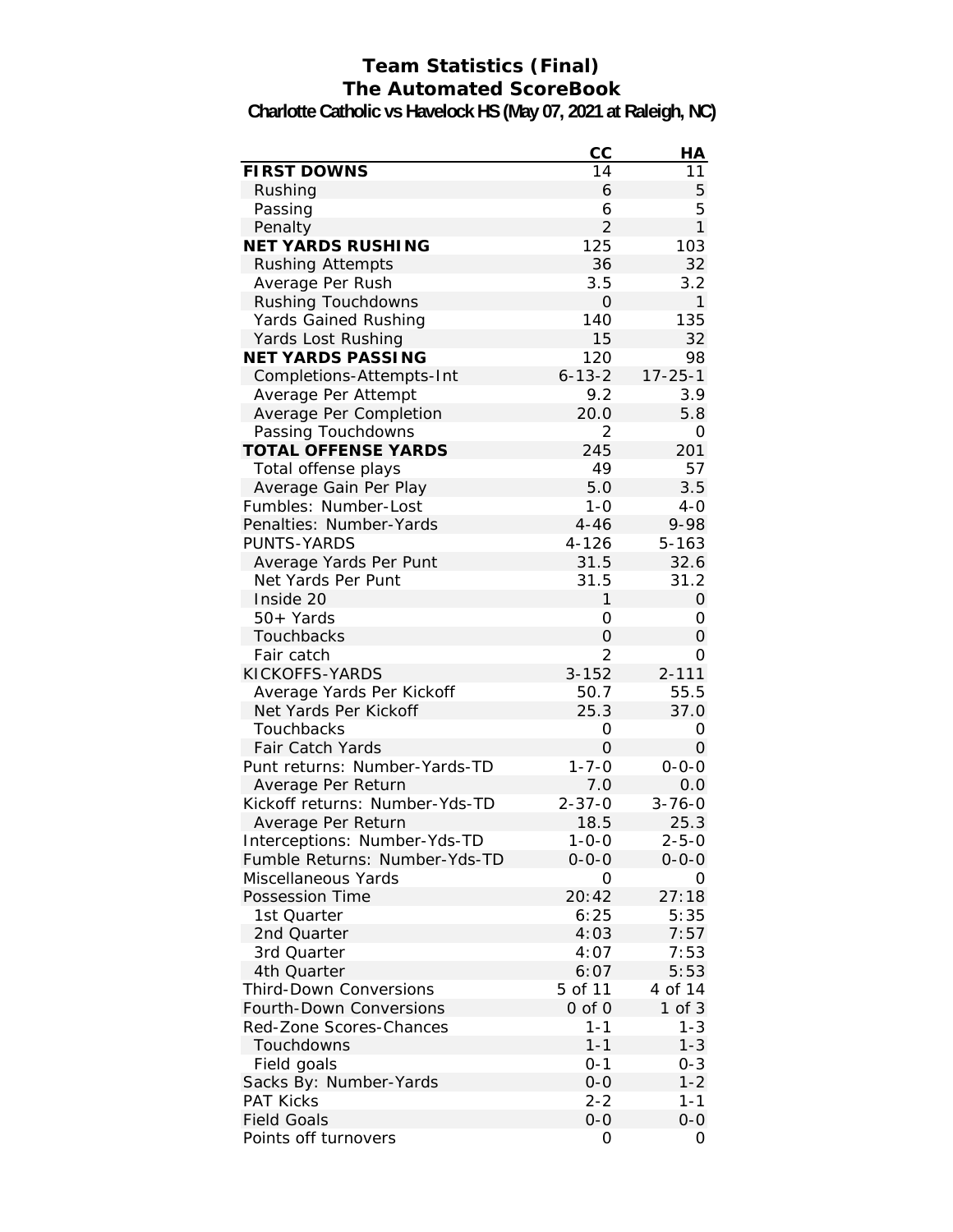# Team Statistics (Final)
## The Automated ScoreBook
### Charlotte Catholic vs Havelock HS (May 07, 2021 at Raleigh, NC)

| | CC | HA |
|---|---|---|
| **FIRST DOWNS** | 14 | 11 |
| Rushing | 6 | 5 |
| Passing | 6 | 5 |
| Penalty | 2 | 1 |
| **NET YARDS RUSHING** | 125 | 103 |
| Rushing Attempts | 36 | 32 |
| Average Per Rush | 3.5 | 3.2 |
| Rushing Touchdowns | 0 | 1 |
| Yards Gained Rushing | 140 | 135 |
| Yards Lost Rushing | 15 | 32 |
| **NET YARDS PASSING** | 120 | 98 |
| Completions-Attempts-Int | 6-13-2 | 17-25-1 |
| Average Per Attempt | 9.2 | 3.9 |
| Average Per Completion | 20.0 | 5.8 |
| Passing Touchdowns | 2 | 0 |
| **TOTAL OFFENSE YARDS** | 245 | 201 |
| Total offense plays | 49 | 57 |
| Average Gain Per Play | 5.0 | 3.5 |
| Fumbles: Number-Lost | 1-0 | 4-0 |
| Penalties: Number-Yards | 4-46 | 9-98 |
| PUNTS-YARDS | 4-126 | 5-163 |
| Average Yards Per Punt | 31.5 | 32.6 |
| Net Yards Per Punt | 31.5 | 31.2 |
| Inside 20 | 1 | 0 |
| 50+ Yards | 0 | 0 |
| Touchbacks | 0 | 0 |
| Fair catch | 2 | 0 |
| KICKOFFS-YARDS | 3-152 | 2-111 |
| Average Yards Per Kickoff | 50.7 | 55.5 |
| Net Yards Per Kickoff | 25.3 | 37.0 |
| Touchbacks | 0 | 0 |
| Fair Catch Yards | 0 | 0 |
| Punt returns: Number-Yards-TD | 1-7-0 | 0-0-0 |
| Average Per Return | 7.0 | 0.0 |
| Kickoff returns: Number-Yds-TD | 2-37-0 | 3-76-0 |
| Average Per Return | 18.5 | 25.3 |
| Interceptions: Number-Yds-TD | 1-0-0 | 2-5-0 |
| Fumble Returns: Number-Yds-TD | 0-0-0 | 0-0-0 |
| Miscellaneous Yards | 0 | 0 |
| Possession Time | 20:42 | 27:18 |
| 1st Quarter | 6:25 | 5:35 |
| 2nd Quarter | 4:03 | 7:57 |
| 3rd Quarter | 4:07 | 7:53 |
| 4th Quarter | 6:07 | 5:53 |
| Third-Down Conversions | 5 of 11 | 4 of 14 |
| Fourth-Down Conversions | 0 of 0 | 1 of 3 |
| Red-Zone Scores-Chances | 1-1 | 1-3 |
| Touchdowns | 1-1 | 1-3 |
| Field goals | 0-1 | 0-3 |
| Sacks By: Number-Yards | 0-0 | 1-2 |
| PAT Kicks | 2-2 | 1-1 |
| Field Goals | 0-0 | 0-0 |
| Points off turnovers | 0 | 0 |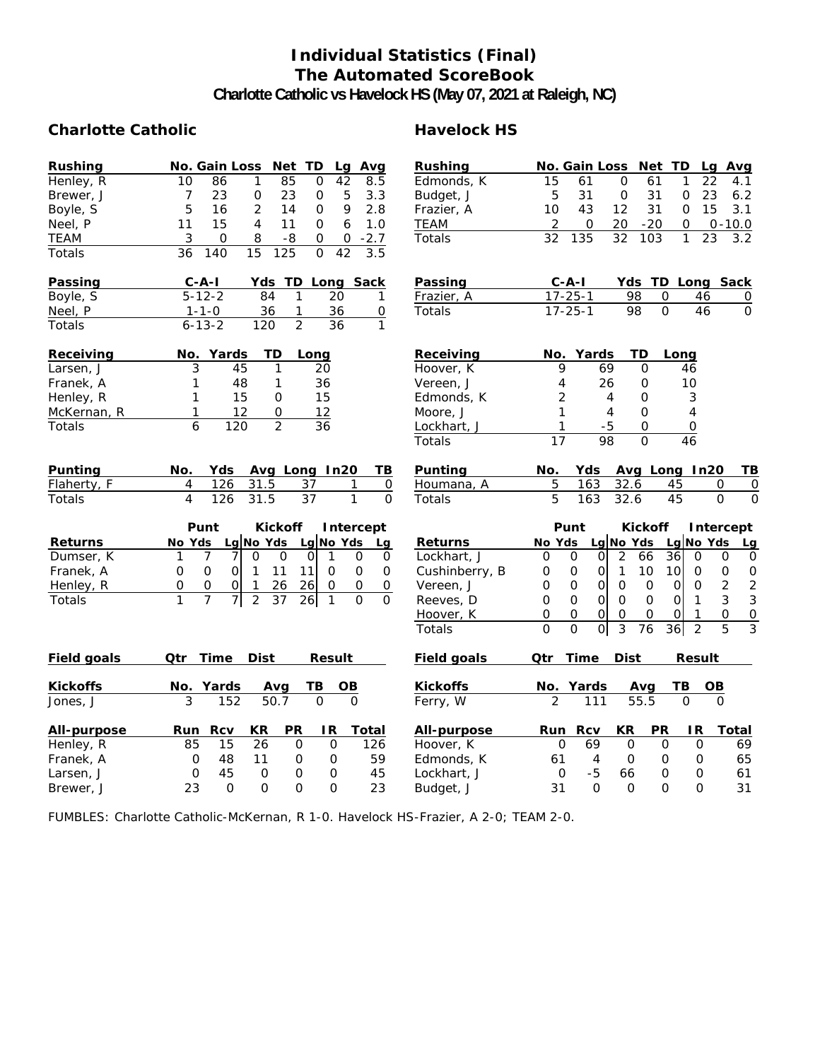# Individual Statistics (Final)
## The Automated ScoreBook
### Charlotte Catholic vs Havelock HS (May 07, 2021 at Raleigh, NC)

## Charlotte Catholic

| Rushing | No. | Gain | Loss | Net | TD | Lg | Avg |
|---|---|---|---|---|---|---|---|
| Henley, R | 10 | 86 | 1 | 85 | 0 | 42 | 8.5 |
| Brewer, J | 7 | 23 | 0 | 23 | 0 | 5 | 3.3 |
| Boyle, S | 5 | 16 | 2 | 14 | 0 | 9 | 2.8 |
| Neel, P | 11 | 15 | 4 | 11 | 0 | 6 | 1.0 |
| TEAM | 3 | 0 | 8 | -8 | 0 | 0 | -2.7 |
| Totals | 36 | 140 | 15 | 125 | 0 | 42 | 3.5 |

| Passing | C-A-I | Yds | TD | Long | Sack |
|---|---|---|---|---|---|
| Boyle, S | 5-12-2 | 84 | 1 | 20 | 1 |
| Neel, P | 1-1-0 | 36 | 1 | 36 | 0 |
| Totals | 6-13-2 | 120 | 2 | 36 | 1 |

| Receiving | No. | Yards | TD | Long |
|---|---|---|---|---|
| Larsen, J | 3 | 45 | 1 | 20 |
| Franek, A | 1 | 48 | 1 | 36 |
| Henley, R | 1 | 15 | 0 | 15 |
| McKernan, R | 1 | 12 | 0 | 12 |
| Totals | 6 | 120 | 2 | 36 |

| Punting | No. | Yds | Avg | Long | In20 | TB |
|---|---|---|---|---|---|---|
| Flaherty, F | 4 | 126 | 31.5 | 37 | 1 | 0 |
| Totals | 4 | 126 | 31.5 | 37 | 1 | 0 |

| | Punt | | | Kickoff | | | Intercept | | |
|---|---|---|---|---|---|---|---|---|---|
| Returns | No | Yds | Lg | No | Yds | Lg | No | Yds | Lg |
| Dumser, K | 1 | 7 | 7 | 0 | 0 | 0 | 1 | 0 | 0 |
| Franek, A | 0 | 0 | 0 | 1 | 11 | 11 | 0 | 0 | 0 |
| Henley, R | 0 | 0 | 0 | 1 | 26 | 26 | 0 | 0 | 0 |
| Totals | 1 | 7 | 7 | 2 | 37 | 26 | 1 | 0 | 0 |

| Field goals | Qtr | Time | Dist | Result |
|---|---|---|---|---|

| Kickoffs | No. | Yards | Avg | TB | OB |
|---|---|---|---|---|---|
| Jones, J | 3 | 152 | 50.7 | 0 | 0 |

| All-purpose | Run | Rcv | KR | PR | IR | Total |
|---|---|---|---|---|---|---|
| Henley, R | 85 | 15 | 26 | 0 | 0 | 126 |
| Franek, A | 0 | 48 | 11 | 0 | 0 | 59 |
| Larsen, J | 0 | 45 | 0 | 0 | 0 | 45 |
| Brewer, J | 23 | 0 | 0 | 0 | 0 | 23 |

## Havelock HS

| Rushing | No. | Gain | Loss | Net | TD | Lg | Avg |
|---|---|---|---|---|---|---|---|
| Edmonds, K | 15 | 61 | 0 | 61 | 1 | 22 | 4.1 |
| Budget, J | 5 | 31 | 0 | 31 | 0 | 23 | 6.2 |
| Frazier, A | 10 | 43 | 12 | 31 | 0 | 15 | 3.1 |
| TEAM | 2 | 0 | 20 | -20 | 0 | 0 | -10.0 |
| Totals | 32 | 135 | 32 | 103 | 1 | 23 | 3.2 |

| Passing | C-A-I | Yds | TD | Long | Sack |
|---|---|---|---|---|---|
| Frazier, A | 17-25-1 | 98 | 0 | 46 | 0 |
| Totals | 17-25-1 | 98 | 0 | 46 | 0 |

| Receiving | No. | Yards | TD | Long |
|---|---|---|---|---|
| Hoover, K | 9 | 69 | 0 | 46 |
| Vereen, J | 4 | 26 | 0 | 10 |
| Edmonds, K | 2 | 4 | 0 | 3 |
| Moore, J | 1 | 4 | 0 | 4 |
| Lockhart, J | 1 | -5 | 0 | 0 |
| Totals | 17 | 98 | 0 | 46 |

| Punting | No. | Yds | Avg | Long | In20 | TB |
|---|---|---|---|---|---|---|
| Houmana, A | 5 | 163 | 32.6 | 45 | 0 | 0 |
| Totals | 5 | 163 | 32.6 | 45 | 0 | 0 |

| | Punt | | | Kickoff | | | Intercept | | |
|---|---|---|---|---|---|---|---|---|---|
| Returns | No | Yds | Lg | No | Yds | Lg | No | Yds | Lg |
| Lockhart, J | 0 | 0 | 0 | 2 | 66 | 36 | 0 | 0 | 0 |
| Cushinberry, B | 0 | 0 | 0 | 1 | 10 | 10 | 0 | 0 | 0 |
| Vereen, J | 0 | 0 | 0 | 0 | 0 | 0 | 0 | 2 | 2 |
| Reeves, D | 0 | 0 | 0 | 0 | 0 | 0 | 1 | 3 | 3 |
| Hoover, K | 0 | 0 | 0 | 0 | 0 | 0 | 1 | 0 | 0 |
| Totals | 0 | 0 | 0 | 3 | 76 | 36 | 2 | 5 | 3 |

| Field goals | Qtr | Time | Dist | Result |
|---|---|---|---|---|

| Kickoffs | No. | Yards | Avg | TB | OB |
|---|---|---|---|---|---|
| Ferry, W | 2 | 111 | 55.5 | 0 | 0 |

| All-purpose | Run | Rcv | KR | PR | IR | Total |
|---|---|---|---|---|---|---|
| Hoover, K | 0 | 69 | 0 | 0 | 0 | 69 |
| Edmonds, K | 61 | 4 | 0 | 0 | 0 | 65 |
| Lockhart, J | 0 | -5 | 66 | 0 | 0 | 61 |
| Budget, J | 31 | 0 | 0 | 0 | 0 | 31 |

FUMBLES: Charlotte Catholic-McKernan, R 1-0. Havelock HS-Frazier, A 2-0; TEAM 2-0.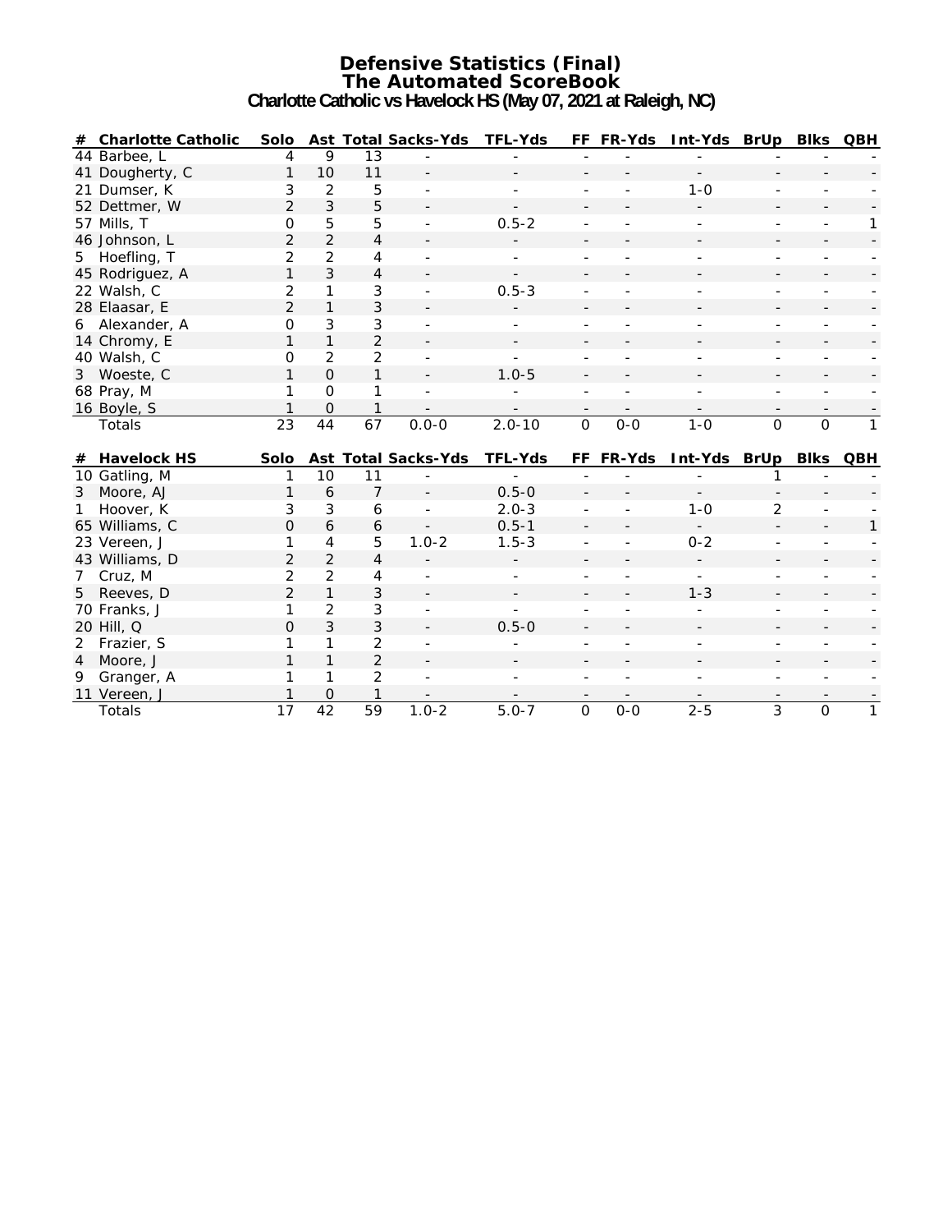# Defensive Statistics (Final)
## The Automated ScoreBook
### Charlotte Catholic vs Havelock HS (May 07, 2021 at Raleigh, NC)

| # | Charlotte Catholic | Solo | Ast | Total | Sacks-Yds | TFL-Yds | FF | FR-Yds | Int-Yds | BrUp | Blks | QBH |
|---|---|---|---|---|---|---|---|---|---|---|---|---|
| 44 | Barbee, L | 4 | 9 | 13 | - | - | - | - | - | - | - | - |
| 41 | Dougherty, C | 1 | 10 | 11 | - | - | - | - | - | - | - | - |
| 21 | Dumser, K | 3 | 2 | 5 | - | - | - | - | 1-0 | - | - | - |
| 52 | Dettmer, W | 2 | 3 | 5 | - | - | - | - | - | - | - | - |
| 57 | Mills, T | 0 | 5 | 5 | - | 0.5-2 | - | - | - | - | - | 1 |
| 46 | Johnson, L | 2 | 2 | 4 | - | - | - | - | - | - | - | - |
| 5 | Hoefling, T | 2 | 2 | 4 | - | - | - | - | - | - | - | - |
| 45 | Rodriguez, A | 1 | 3 | 4 | - | - | - | - | - | - | - | - |
| 22 | Walsh, C | 2 | 1 | 3 | - | 0.5-3 | - | - | - | - | - | - |
| 28 | Elaasar, E | 2 | 1 | 3 | - | - | - | - | - | - | - | - |
| 6 | Alexander, A | 0 | 3 | 3 | - | - | - | - | - | - | - | - |
| 14 | Chromy, E | 1 | 1 | 2 | - | - | - | - | - | - | - | - |
| 40 | Walsh, C | 0 | 2 | 2 | - | - | - | - | - | - | - | - |
| 3 | Woeste, C | 1 | 0 | 1 | - | 1.0-5 | - | - | - | - | - | - |
| 68 | Pray, M | 1 | 0 | 1 | - | - | - | - | - | - | - | - |
| 16 | Boyle, S | 1 | 0 | 1 | - | - | - | - | - | - | - | - |
| | Totals | 23 | 44 | 67 | 0.0-0 | 2.0-10 | 0 | 0-0 | 1-0 | 0 | 0 | 1 |

| # | Havelock HS | Solo | Ast | Total | Sacks-Yds | TFL-Yds | FF | FR-Yds | Int-Yds | BrUp | Blks | QBH |
|---|---|---|---|---|---|---|---|---|---|---|---|---|
| 10 | Gatling, M | 1 | 10 | 11 | - | - | - | - | - | 1 | - | - |
| 3 | Moore, AJ | 1 | 6 | 7 | - | 0.5-0 | - | - | - | - | - | - |
| 1 | Hoover, K | 3 | 3 | 6 | - | 2.0-3 | - | - | 1-0 | 2 | - | - |
| 65 | Williams, C | 0 | 6 | 6 | - | 0.5-1 | - | - | - | - | - | 1 |
| 23 | Vereen, J | 1 | 4 | 5 | 1.0-2 | 1.5-3 | - | - | 0-2 | - | - | - |
| 43 | Williams, D | 2 | 2 | 4 | - | - | - | - | - | - | - | - |
| 7 | Cruz, M | 2 | 2 | 4 | - | - | - | - | - | - | - | - |
| 5 | Reeves, D | 2 | 1 | 3 | - | - | - | - | 1-3 | - | - | - |
| 70 | Franks, J | 1 | 2 | 3 | - | - | - | - | - | - | - | - |
| 20 | Hill, Q | 0 | 3 | 3 | - | 0.5-0 | - | - | - | - | - | - |
| 2 | Frazier, S | 1 | 1 | 2 | - | - | - | - | - | - | - | - |
| 4 | Moore, J | 1 | 1 | 2 | - | - | - | - | - | - | - | - |
| 9 | Granger, A | 1 | 1 | 2 | - | - | - | - | - | - | - | - |
| 11 | Vereen, J | 1 | 0 | 1 | - | - | - | - | - | - | - | - |
| | Totals | 17 | 42 | 59 | 1.0-2 | 5.0-7 | 0 | 0-0 | 2-5 | 3 | 0 | 1 |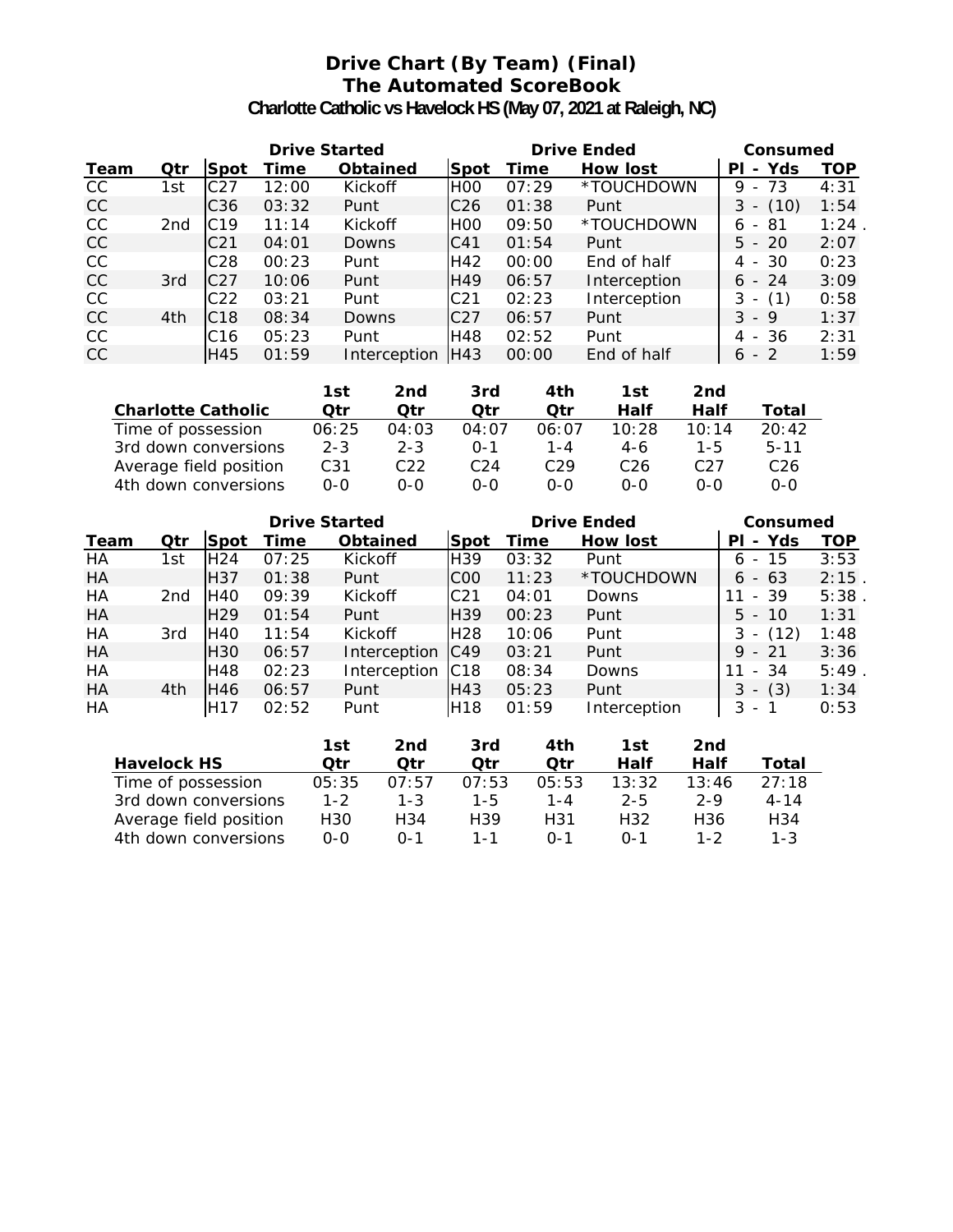# Drive Chart (By Team) (Final)
## The Automated ScoreBook
### Charlotte Catholic vs Havelock HS (May 07, 2021 at Raleigh, NC)

| | | Drive Started | | | Drive Ended | | | Consumed | |
|---|---|---|---|---|---|---|---|---|---|
| **Team** | **Qtr** | **Spot** | **Time** | **Obtained** | **Spot** | **Time** | **How lost** | **Pl - Yds** | **TOP** |
| CC | 1st | C27 | 12:00 | Kickoff | H00 | 07:29 | *TOUCHDOWN | 9 - 73 | 4:31 |
| CC | | C36 | 03:32 | Punt | C26 | 01:38 | Punt | 3 - (10) | 1:54 |
| CC | 2nd | C19 | 11:14 | Kickoff | H00 | 09:50 | *TOUCHDOWN | 6 - 81 | 1:24 . |
| CC | | C21 | 04:01 | Downs | C41 | 01:54 | Punt | 5 - 20 | 2:07 |
| CC | | C28 | 00:23 | Punt | H42 | 00:00 | End of half | 4 - 30 | 0:23 |
| CC | 3rd | C27 | 10:06 | Punt | H49 | 06:57 | Interception | 6 - 24 | 3:09 |
| CC | | C22 | 03:21 | Punt | C21 | 02:23 | Interception | 3 - (1) | 0:58 |
| CC | 4th | C18 | 08:34 | Downs | C27 | 06:57 | Punt | 3 - 9 | 1:37 |
| CC | | C16 | 05:23 | Punt | H48 | 02:52 | Punt | 4 - 36 | 2:31 |
| CC | | H45 | 01:59 | Interception | H43 | 00:00 | End of half | 6 - 2 | 1:59 |

| Charlotte Catholic | 1st Qtr | 2nd Qtr | 3rd Qtr | 4th Qtr | 1st Half | 2nd Half | Total |
|---|---|---|---|---|---|---|---|
| Time of possession | 06:25 | 04:03 | 04:07 | 06:07 | 10:28 | 10:14 | 20:42 |
| 3rd down conversions | 2-3 | 2-3 | 0-1 | 1-4 | 4-6 | 1-5 | 5-11 |
| Average field position | C31 | C22 | C24 | C29 | C26 | C27 | C26 |
| 4th down conversions | 0-0 | 0-0 | 0-0 | 0-0 | 0-0 | 0-0 | 0-0 |

| | | Drive Started | | | Drive Ended | | | Consumed | |
|---|---|---|---|---|---|---|---|---|---|
| **Team** | **Qtr** | **Spot** | **Time** | **Obtained** | **Spot** | **Time** | **How lost** | **Pl - Yds** | **TOP** |
| HA | 1st | H24 | 07:25 | Kickoff | H39 | 03:32 | Punt | 6 - 15 | 3:53 |
| HA | | H37 | 01:38 | Punt | C00 | 11:23 | *TOUCHDOWN | 6 - 63 | 2:15 . |
| HA | 2nd | H40 | 09:39 | Kickoff | C21 | 04:01 | Downs | 11 - 39 | 5:38 . |
| HA | | H29 | 01:54 | Punt | H39 | 00:23 | Punt | 5 - 10 | 1:31 |
| HA | 3rd | H40 | 11:54 | Kickoff | H28 | 10:06 | Punt | 3 - (12) | 1:48 |
| HA | | H30 | 06:57 | Interception | C49 | 03:21 | Punt | 9 - 21 | 3:36 |
| HA | | H48 | 02:23 | Interception | C18 | 08:34 | Downs | 11 - 34 | 5:49 . |
| HA | 4th | H46 | 06:57 | Punt | H43 | 05:23 | Punt | 3 - (3) | 1:34 |
| HA | | H17 | 02:52 | Punt | H18 | 01:59 | Interception | 3 - 1 | 0:53 |

| Havelock HS | 1st Qtr | 2nd Qtr | 3rd Qtr | 4th Qtr | 1st Half | 2nd Half | Total |
|---|---|---|---|---|---|---|---|
| Time of possession | 05:35 | 07:57 | 07:53 | 05:53 | 13:32 | 13:46 | 27:18 |
| 3rd down conversions | 1-2 | 1-3 | 1-5 | 1-4 | 2-5 | 2-9 | 4-14 |
| Average field position | H30 | H34 | H39 | H31 | H32 | H36 | H34 |
| 4th down conversions | 0-0 | 0-1 | 1-1 | 0-1 | 0-1 | 1-2 | 1-3 |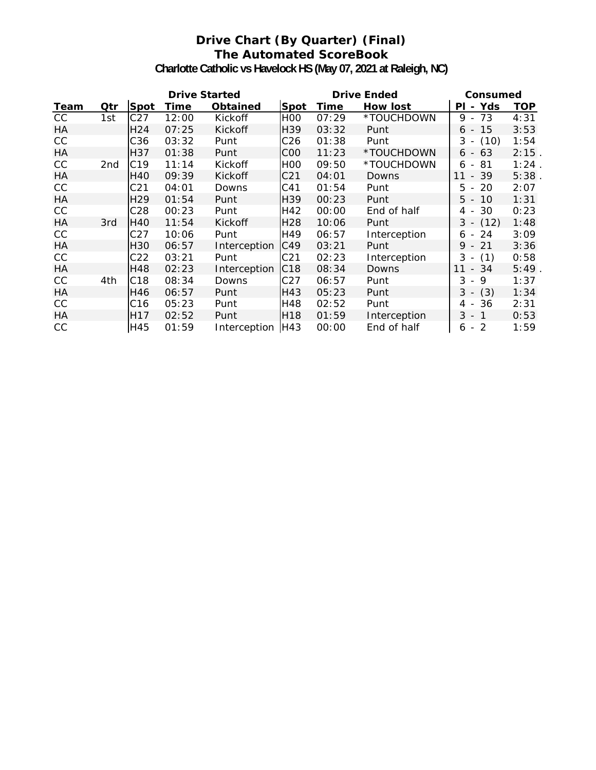# Drive Chart (By Quarter) (Final)
## The Automated ScoreBook
### Charlotte Catholic vs Havelock HS (May 07, 2021 at Raleigh, NC)

| | | Drive Started | | | Drive Ended | | | Consumed | |
|---|---|---|---|---|---|---|---|---|---|
| Team | Qtr | Spot | Time | Obtained | Spot | Time | How lost | Pl - Yds | TOP |
| CC | 1st | C27 | 12:00 | Kickoff | H00 | 07:29 | *TOUCHDOWN | 9 - 73 | 4:31 |
| HA | | H24 | 07:25 | Kickoff | H39 | 03:32 | Punt | 6 - 15 | 3:53 |
| CC | | C36 | 03:32 | Punt | C26 | 01:38 | Punt | 3 - (10) | 1:54 |
| HA | | H37 | 01:38 | Punt | C00 | 11:23 | *TOUCHDOWN | 6 - 63 | 2:15 . |
| CC | 2nd | C19 | 11:14 | Kickoff | H00 | 09:50 | *TOUCHDOWN | 6 - 81 | 1:24 . |
| HA | | H40 | 09:39 | Kickoff | C21 | 04:01 | Downs | 11 - 39 | 5:38 . |
| CC | | C21 | 04:01 | Downs | C41 | 01:54 | Punt | 5 - 20 | 2:07 |
| HA | | H29 | 01:54 | Punt | H39 | 00:23 | Punt | 5 - 10 | 1:31 |
| CC | | C28 | 00:23 | Punt | H42 | 00:00 | End of half | 4 - 30 | 0:23 |
| HA | 3rd | H40 | 11:54 | Kickoff | H28 | 10:06 | Punt | 3 - (12) | 1:48 |
| CC | | C27 | 10:06 | Punt | H49 | 06:57 | Interception | 6 - 24 | 3:09 |
| HA | | H30 | 06:57 | Interception | C49 | 03:21 | Punt | 9 - 21 | 3:36 |
| CC | | C22 | 03:21 | Punt | C21 | 02:23 | Interception | 3 - (1) | 0:58 |
| HA | | H48 | 02:23 | Interception | C18 | 08:34 | Downs | 11 - 34 | 5:49 . |
| CC | 4th | C18 | 08:34 | Downs | C27 | 06:57 | Punt | 3 - 9 | 1:37 |
| HA | | H46 | 06:57 | Punt | H43 | 05:23 | Punt | 3 - (3) | 1:34 |
| CC | | C16 | 05:23 | Punt | H48 | 02:52 | Punt | 4 - 36 | 2:31 |
| HA | | H17 | 02:52 | Punt | H18 | 01:59 | Interception | 3 - 1 | 0:53 |
| CC | | H45 | 01:59 | Interception | H43 | 00:00 | End of half | 6 - 2 | 1:59 |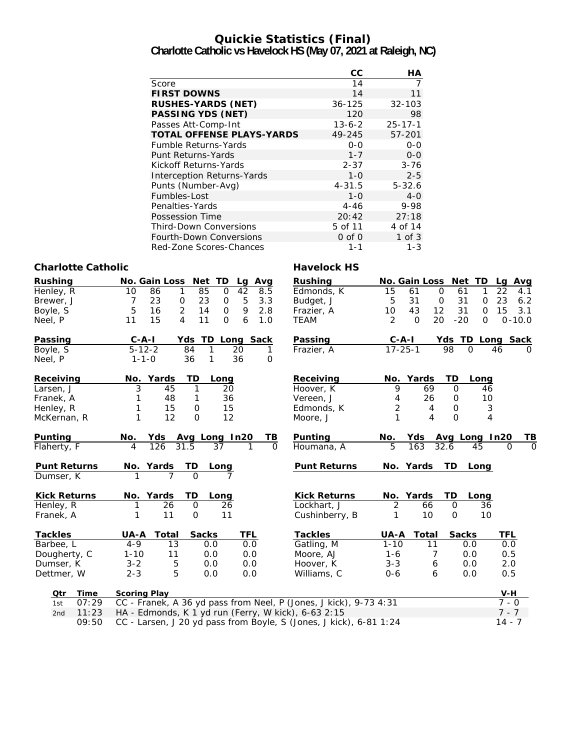# Quickie Statistics (Final)

## Charlotte Catholic vs Havelock HS (May 07, 2021 at Raleigh, NC)

| | CC | HA |
|---|---|---|
| Score | 14 | 7 |
| **FIRST DOWNS** | 14 | 11 |
| **RUSHES-YARDS (NET)** | 36-125 | 32-103 |
| **PASSING YDS (NET)** | 120 | 98 |
| Passes Att-Comp-Int | 13-6-2 | 25-17-1 |
| **TOTAL OFFENSE PLAYS-YARDS** | 49-245 | 57-201 |
| Fumble Returns-Yards | 0-0 | 0-0 |
| Punt Returns-Yards | 1-7 | 0-0 |
| Kickoff Returns-Yards | 2-37 | 3-76 |
| Interception Returns-Yards | 1-0 | 2-5 |
| Punts (Number-Avg) | 4-31.5 | 5-32.6 |
| Fumbles-Lost | 1-0 | 4-0 |
| Penalties-Yards | 4-46 | 9-98 |
| Possession Time | 20:42 | 27:18 |
| Third-Down Conversions | 5 of 11 | 4 of 14 |
| Fourth-Down Conversions | 0 of 0 | 1 of 3 |
| Red-Zone Scores-Chances | 1-1 | 1-3 |

### Charlotte Catholic

| Rushing | No. | Gain | Loss | Net | TD | Lg | Avg |
|---|---|---|---|---|---|---|---|
| Henley, R | 10 | 86 | 1 | 85 | 0 | 42 | 8.5 |
| Brewer, J | 7 | 23 | 0 | 23 | 0 | 5 | 3.3 |
| Boyle, S | 5 | 16 | 2 | 14 | 0 | 9 | 2.8 |
| Neel, P | 11 | 15 | 4 | 11 | 0 | 6 | 1.0 |

| Passing | C-A-I | Yds | TD | Long | Sack |
|---|---|---|---|---|---|
| Boyle, S | 5-12-2 | 84 | 1 | 20 | 1 |
| Neel, P | 1-1-0 | 36 | 1 | 36 | 0 |

| Receiving | No. | Yards | TD | Long |
|---|---|---|---|---|
| Larsen, J | 3 | 45 | 1 | 20 |
| Franek, A | 1 | 48 | 1 | 36 |
| Henley, R | 1 | 15 | 0 | 15 |
| McKernan, R | 1 | 12 | 0 | 12 |

| Punting | No. | Yds | Avg | Long | In20 | TB |
|---|---|---|---|---|---|---|
| Flaherty, F | 4 | 126 | 31.5 | 37 | 1 | 0 |

| Punt Returns | No. | Yards | TD | Long |
|---|---|---|---|---|
| Dumser, K | 1 | 7 | 0 | 7 |

| Kick Returns | No. | Yards | TD | Long |
|---|---|---|---|---|
| Henley, R | 1 | 26 | 0 | 26 |
| Franek, A | 1 | 11 | 0 | 11 |

| Tackles | UA-A | Total | Sacks | TFL |
|---|---|---|---|---|
| Barbee, L | 4-9 | 13 | 0.0 | 0.0 |
| Dougherty, C | 1-10 | 11 | 0.0 | 0.0 |
| Dumser, K | 3-2 | 5 | 0.0 | 0.0 |
| Dettmer, W | 2-3 | 5 | 0.0 | 0.0 |

### Havelock HS

| Rushing | No. | Gain | Loss | Net | TD | Lg | Avg |
|---|---|---|---|---|---|---|---|
| Edmonds, K | 15 | 61 | 0 | 61 | 1 | 22 | 4.1 |
| Budget, J | 5 | 31 | 0 | 31 | 0 | 23 | 6.2 |
| Frazier, A | 10 | 43 | 12 | 31 | 0 | 15 | 3.1 |
| TEAM | 2 | 0 | 20 | -20 | 0 | 0 | -10.0 |

| Passing | C-A-I | Yds | TD | Long | Sack |
|---|---|---|---|---|---|
| Frazier, A | 17-25-1 | 98 | 0 | 46 | 0 |

| Receiving | No. | Yards | TD | Long |
|---|---|---|---|---|
| Hoover, K | 9 | 69 | 0 | 46 |
| Vereen, J | 4 | 26 | 0 | 10 |
| Edmonds, K | 2 | 4 | 0 | 3 |
| Moore, J | 1 | 4 | 0 | 4 |

| Punting | No. | Yds | Avg | Long | In20 | TB |
|---|---|---|---|---|---|---|
| Houmana, A | 5 | 163 | 32.6 | 45 | 0 | 0 |

| Punt Returns | No. | Yards | TD | Long |
|---|---|---|---|---|

| Kick Returns | No. | Yards | TD | Long |
|---|---|---|---|---|
| Lockhart, J | 2 | 66 | 0 | 36 |
| Cushinberry, B | 1 | 10 | 0 | 10 |

| Tackles | UA-A | Total | Sacks | TFL |
|---|---|---|---|---|
| Gatling, M | 1-10 | 11 | 0.0 | 0.0 |
| Moore, AJ | 1-6 | 7 | 0.0 | 0.5 |
| Hoover, K | 3-3 | 6 | 0.0 | 2.0 |
| Williams, C | 0-6 | 6 | 0.0 | 0.5 |

| Qtr | Time | Scoring Play | V-H |
|---|---|---|---|
| 1st | 07:29 | CC - Franek, A 36 yd pass from Neel, P (Jones, J kick), 9-73 4:31 | 7 - 0 |
| 2nd | 11:23 | HA - Edmonds, K 1 yd run (Ferry, W kick), 6-63 2:15 | 7 - 7 |
| | 09:50 | CC - Larsen, J 20 yd pass from Boyle, S (Jones, J kick), 6-81 1:24 | 14 - 7 |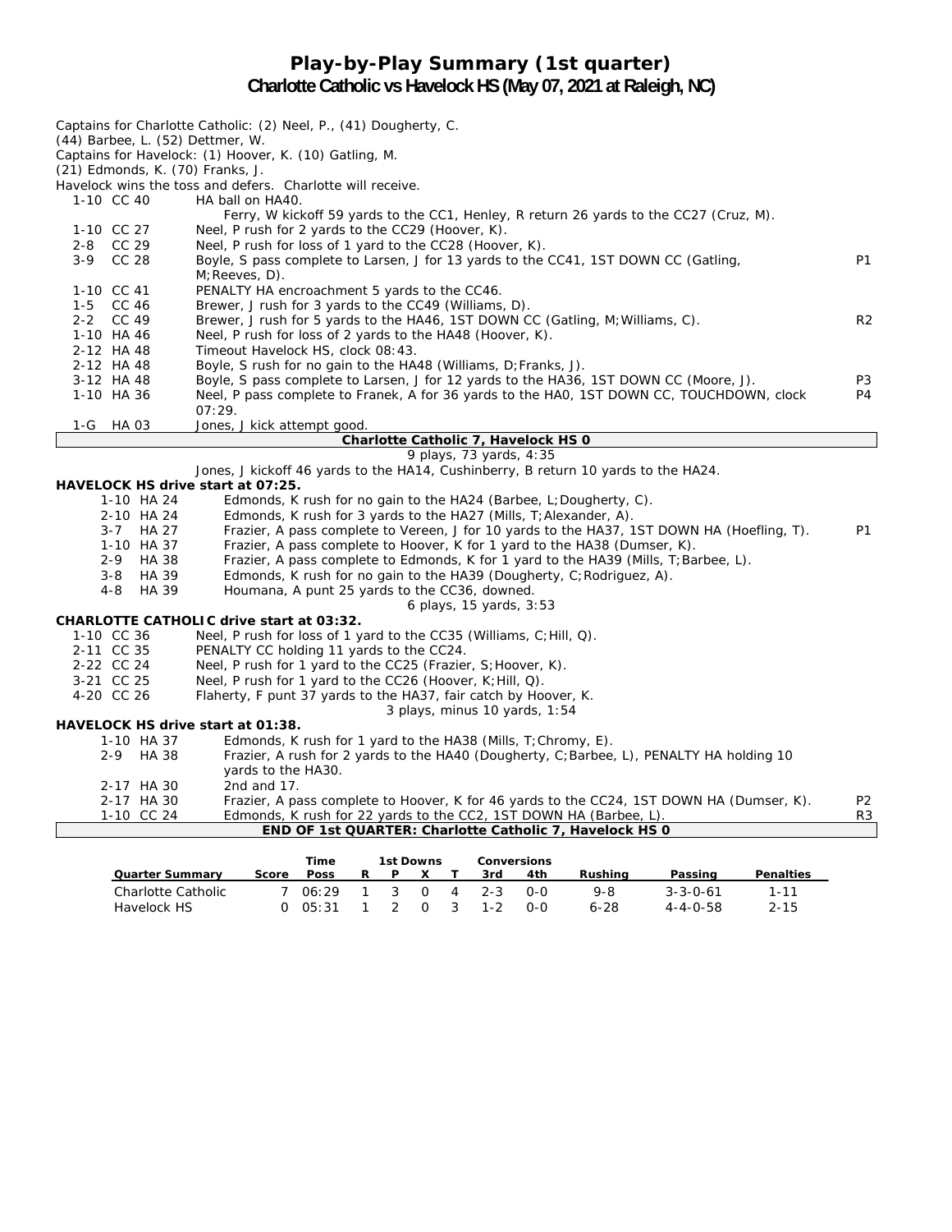# Play-by-Play Summary (1st quarter)
## Charlotte Catholic vs Havelock HS (May 07, 2021 at Raleigh, NC)

Captains for Charlotte Catholic: (2) Neel, P., (41) Dougherty, C.
(44) Barbee, L. (52) Dettmer, W.
Captains for Havelock: (1) Hoover, K. (10) Gatling, M.
(21) Edmonds, K. (70) Franks, J.
Havelock wins the toss and defers. Charlotte will receive.

| | | |
|---|---|---|
| 1-10 CC 40 | HA ball on HA40. | |
| | Ferry, W kickoff 59 yards to the CC1, Henley, R return 26 yards to the CC27 (Cruz, M). | |
| 1-10 CC 27 | Neel, P rush for 2 yards to the CC29 (Hoover, K). | |
| 2-8 CC 29 | Neel, P rush for loss of 1 yard to the CC28 (Hoover, K). | |
| 3-9 CC 28 | Boyle, S pass complete to Larsen, J for 13 yards to the CC41, 1ST DOWN CC (Gatling, M;Reeves, D). | P1 |
| 1-10 CC 41 | PENALTY HA encroachment 5 yards to the CC46. | |
| 1-5 CC 46 | Brewer, J rush for 3 yards to the CC49 (Williams, D). | |
| 2-2 CC 49 | Brewer, J rush for 5 yards to the HA46, 1ST DOWN CC (Gatling, M;Williams, C). | R2 |
| 1-10 HA 46 | Neel, P rush for loss of 2 yards to the HA48 (Hoover, K). | |
| 2-12 HA 48 | Timeout Havelock HS, clock 08:43. | |
| 2-12 HA 48 | Boyle, S rush for no gain to the HA48 (Williams, D;Franks, J). | |
| 3-12 HA 48 | Boyle, S pass complete to Larsen, J for 12 yards to the HA36, 1ST DOWN CC (Moore, J). | P3 |
| 1-10 HA 36 | Neel, P pass complete to Franek, A for 36 yards to the HA0, 1ST DOWN CC, TOUCHDOWN, clock 07:29. | P4 |
| 1-G HA 03 | Jones, J kick attempt good. | |

**Charlotte Catholic 7, Havelock HS 0**

9 plays, 73 yards, 4:35

Jones, J kickoff 46 yards to the HA14, Cushinberry, B return 10 yards to the HA24.

**HAVELOCK HS drive start at 07:25.**

| | | |
|---|---|---|
| 1-10 HA 24 | Edmonds, K rush for no gain to the HA24 (Barbee, L;Dougherty, C). | |
| 2-10 HA 24 | Edmonds, K rush for 3 yards to the HA27 (Mills, T;Alexander, A). | |
| 3-7 HA 27 | Frazier, A pass complete to Vereen, J for 10 yards to the HA37, 1ST DOWN HA (Hoefling, T). | P1 |
| 1-10 HA 37 | Frazier, A pass complete to Hoover, K for 1 yard to the HA38 (Dumser, K). | |
| 2-9 HA 38 | Frazier, A pass complete to Edmonds, K for 1 yard to the HA39 (Mills, T;Barbee, L). | |
| 3-8 HA 39 | Edmonds, K rush for no gain to the HA39 (Dougherty, C;Rodriguez, A). | |
| 4-8 HA 39 | Houmana, A punt 25 yards to the CC36, downed. | |

6 plays, 15 yards, 3:53

**CHARLOTTE CATHOLIC drive start at 03:32.**

| | | |
|---|---|---|
| 1-10 CC 36 | Neel, P rush for loss of 1 yard to the CC35 (Williams, C;Hill, Q). | |
| 2-11 CC 35 | PENALTY CC holding 11 yards to the CC24. | |
| 2-22 CC 24 | Neel, P rush for 1 yard to the CC25 (Frazier, S;Hoover, K). | |
| 3-21 CC 25 | Neel, P rush for 1 yard to the CC26 (Hoover, K;Hill, Q). | |
| 4-20 CC 26 | Flaherty, F punt 37 yards to the HA37, fair catch by Hoover, K. | |

3 plays, minus 10 yards, 1:54

**HAVELOCK HS drive start at 01:38.**

| | | |
|---|---|---|
| 1-10 HA 37 | Edmonds, K rush for 1 yard to the HA38 (Mills, T;Chromy, E). | |
| 2-9 HA 38 | Frazier, A rush for 2 yards to the HA40 (Dougherty, C;Barbee, L), PENALTY HA holding 10 yards to the HA30. | |
| 2-17 HA 30 | 2nd and 17. | |
| 2-17 HA 30 | Frazier, A pass complete to Hoover, K for 46 yards to the CC24, 1ST DOWN HA (Dumser, K). | P2 |
| 1-10 CC 24 | Edmonds, K rush for 22 yards to the CC2, 1ST DOWN HA (Barbee, L). | R3 |

**END OF 1st QUARTER: Charlotte Catholic 7, Havelock HS 0**

| Quarter Summary | Score | Time Poss | 1st Downs R | P | X | T | Conversions 3rd | 4th | Rushing | Passing | Penalties |
|---|---|---|---|---|---|---|---|---|---|---|---|
| Charlotte Catholic | 7 | 06:29 | 1 | 3 | 0 | 4 | 2-3 | 0-0 | 9-8 | 3-3-0-61 | 1-11 |
| Havelock HS | 0 | 05:31 | 1 | 2 | 0 | 3 | 1-2 | 0-0 | 6-28 | 4-4-0-58 | 2-15 |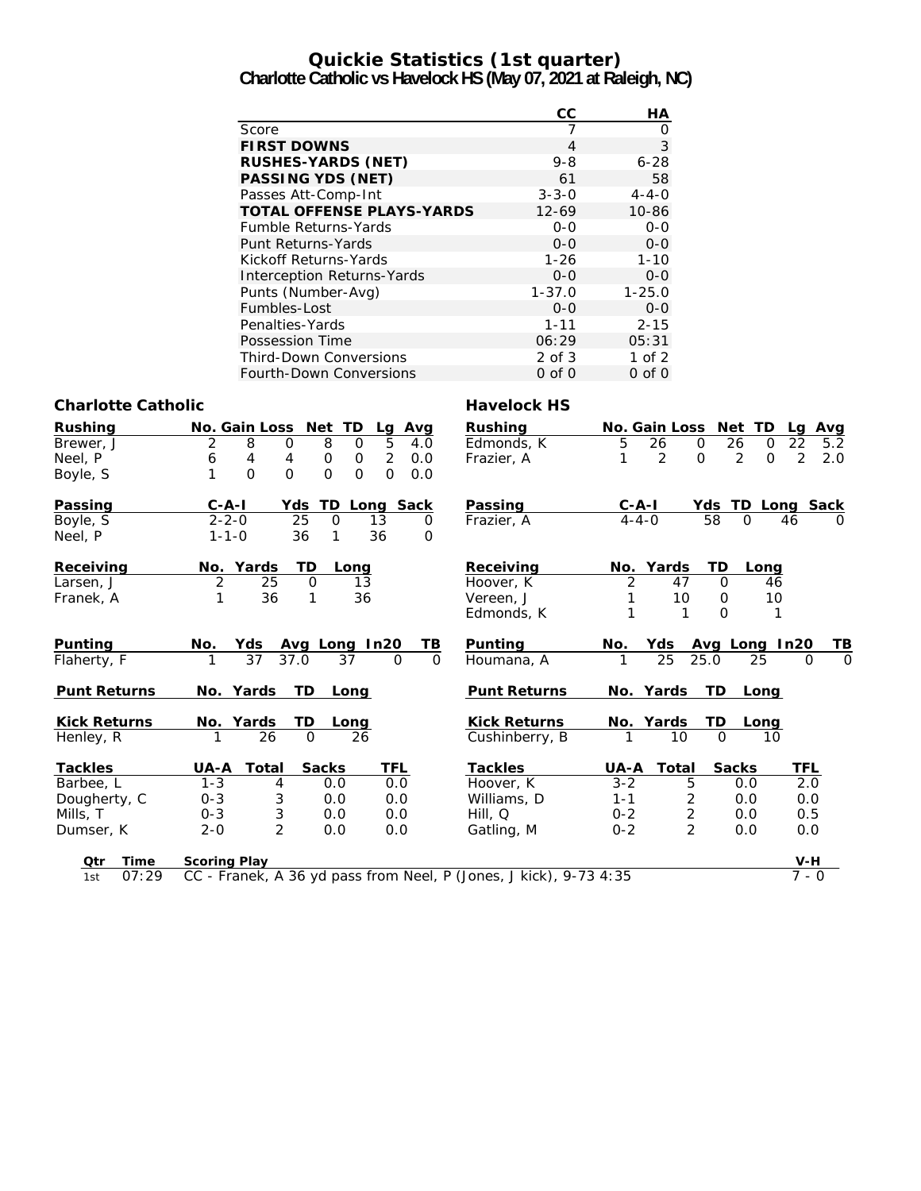# Quickie Statistics (1st quarter)

## Charlotte Catholic vs Havelock HS (May 07, 2021 at Raleigh, NC)

| | CC | HA |
|---|---|---|
| Score | 7 | 0 |
| **FIRST DOWNS** | 4 | 3 |
| **RUSHES-YARDS (NET)** | 9-8 | 6-28 |
| **PASSING YDS (NET)** | 61 | 58 |
| Passes Att-Comp-Int | 3-3-0 | 4-4-0 |
| **TOTAL OFFENSE PLAYS-YARDS** | 12-69 | 10-86 |
| Fumble Returns-Yards | 0-0 | 0-0 |
| Punt Returns-Yards | 0-0 | 0-0 |
| Kickoff Returns-Yards | 1-26 | 1-10 |
| Interception Returns-Yards | 0-0 | 0-0 |
| Punts (Number-Avg) | 1-37.0 | 1-25.0 |
| Fumbles-Lost | 0-0 | 0-0 |
| Penalties-Yards | 1-11 | 2-15 |
| Possession Time | 06:29 | 05:31 |
| Third-Down Conversions | 2 of 3 | 1 of 2 |
| Fourth-Down Conversions | 0 of 0 | 0 of 0 |

### Charlotte Catholic

| Rushing | No. | Gain | Loss | Net | TD | Lg | Avg |
|---|---|---|---|---|---|---|---|
| Brewer, J | 2 | 8 | 0 | 8 | 0 | 5 | 4.0 |
| Neel, P | 6 | 4 | 4 | 0 | 0 | 2 | 0.0 |
| Boyle, S | 1 | 0 | 0 | 0 | 0 | 0 | 0.0 |

| Passing | C-A-I | Yds | TD | Long | Sack |
|---|---|---|---|---|---|
| Boyle, S | 2-2-0 | 25 | 0 | 13 | 0 |
| Neel, P | 1-1-0 | 36 | 1 | 36 | 0 |

| Receiving | No. | Yards | TD | Long |
|---|---|---|---|---|
| Larsen, J | 2 | 25 | 0 | 13 |
| Franek, A | 1 | 36 | 1 | 36 |

| Punting | No. | Yds | Avg | Long | In20 | TB |
|---|---|---|---|---|---|---|
| Flaherty, F | 1 | 37 | 37.0 | 37 | 0 | 0 |

| Punt Returns | No. | Yards | TD | Long |
|---|---|---|---|---|

| Kick Returns | No. | Yards | TD | Long |
|---|---|---|---|---|
| Henley, R | 1 | 26 | 0 | 26 |

| Tackles | UA-A | Total | Sacks | TFL |
|---|---|---|---|---|
| Barbee, L | 1-3 | 4 | 0.0 | 0.0 |
| Dougherty, C | 0-3 | 3 | 0.0 | 0.0 |
| Mills, T | 0-3 | 3 | 0.0 | 0.0 |
| Dumser, K | 2-0 | 2 | 0.0 | 0.0 |

### Havelock HS

| Rushing | No. | Gain | Loss | Net | TD | Lg | Avg |
|---|---|---|---|---|---|---|---|
| Edmonds, K | 5 | 26 | 0 | 26 | 0 | 22 | 5.2 |
| Frazier, A | 1 | 2 | 0 | 2 | 0 | 2 | 2.0 |

| Passing | C-A-I | Yds | TD | Long | Sack |
|---|---|---|---|---|---|
| Frazier, A | 4-4-0 | 58 | 0 | 46 | 0 |

| Receiving | No. | Yards | TD | Long |
|---|---|---|---|---|
| Hoover, K | 2 | 47 | 0 | 46 |
| Vereen, J | 1 | 10 | 0 | 10 |
| Edmonds, K | 1 | 1 | 0 | 1 |

| Punting | No. | Yds | Avg | Long | In20 | TB |
|---|---|---|---|---|---|---|
| Houmana, A | 1 | 25 | 25.0 | 25 | 0 | 0 |

| Punt Returns | No. | Yards | TD | Long |
|---|---|---|---|---|

| Kick Returns | No. | Yards | TD | Long |
|---|---|---|---|---|
| Cushinberry, B | 1 | 10 | 0 | 10 |

| Tackles | UA-A | Total | Sacks | TFL |
|---|---|---|---|---|
| Hoover, K | 3-2 | 5 | 0.0 | 2.0 |
| Williams, D | 1-1 | 2 | 0.0 | 0.0 |
| Hill, Q | 0-2 | 2 | 0.0 | 0.5 |
| Gatling, M | 0-2 | 2 | 0.0 | 0.0 |

| Qtr | Time | Scoring Play | V-H |
|---|---|---|---|
| 1st | 07:29 | CC - Franek, A 36 yd pass from Neel, P (Jones, J kick), 9-73 4:35 | 7 - 0 |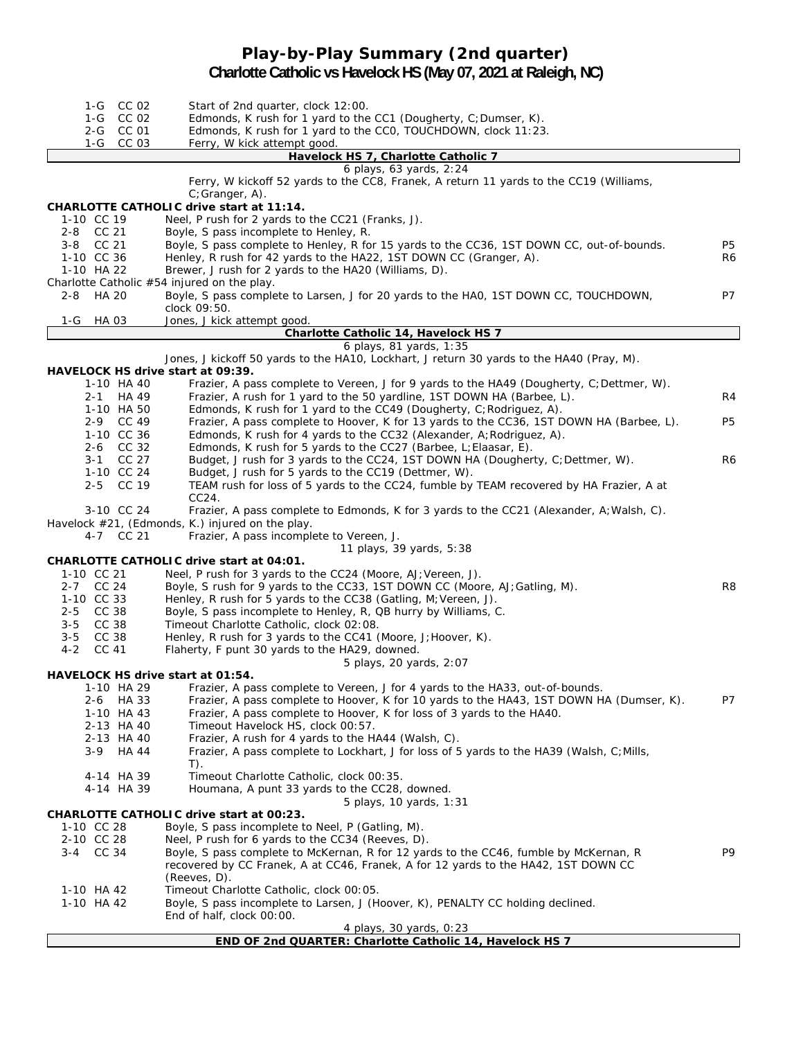# Play-by-Play Summary (2nd quarter)

## Charlotte Catholic vs Havelock HS (May 07, 2021 at Raleigh, NC)

| Down | Play | |
|---|---|---|
| 1-G CC 02 | Start of 2nd quarter, clock 12:00. | |
| 1-G CC 02 | Edmonds, K rush for 1 yard to the CC1 (Dougherty, C;Dumser, K). | |
| 2-G CC 01 | Edmonds, K rush for 1 yard to the CC0, TOUCHDOWN, clock 11:23. | |
| 1-G CC 03 | Ferry, W kick attempt good. | |
| | **Havelock HS 7, Charlotte Catholic 7** | |
| | 6 plays, 63 yards, 2:24 | |
| | Ferry, W kickoff 52 yards to the CC8, Franek, A return 11 yards to the CC19 (Williams, C;Granger, A). | |

**CHARLOTTE CATHOLIC drive start at 11:14.**

| Down | Play | |
|---|---|---|
| 1-10 CC 19 | Neel, P rush for 2 yards to the CC21 (Franks, J). | |
| 2-8 CC 21 | Boyle, S pass incomplete to Henley, R. | |
| 3-8 CC 21 | Boyle, S pass complete to Henley, R for 15 yards to the CC36, 1ST DOWN CC, out-of-bounds. | P5 |
| 1-10 CC 36 | Henley, R rush for 42 yards to the HA22, 1ST DOWN CC (Granger, A). | R6 |
| 1-10 HA 22 | Brewer, J rush for 2 yards to the HA20 (Williams, D). | |
| | Charlotte Catholic #54 injured on the play. | |
| 2-8 HA 20 | Boyle, S pass complete to Larsen, J for 20 yards to the HA0, 1ST DOWN CC, TOUCHDOWN, clock 09:50. | P7 |
| 1-G HA 03 | Jones, J kick attempt good. | |
| | **Charlotte Catholic 14, Havelock HS 7** | |
| | 6 plays, 81 yards, 1:35 | |
| | Jones, J kickoff 50 yards to the HA10, Lockhart, J return 30 yards to the HA40 (Pray, M). | |

**HAVELOCK HS drive start at 09:39.**

| Down | Play | |
|---|---|---|
| 1-10 HA 40 | Frazier, A pass complete to Vereen, J for 9 yards to the HA49 (Dougherty, C;Dettmer, W). | |
| 2-1 HA 49 | Frazier, A rush for 1 yard to the 50 yardline, 1ST DOWN HA (Barbee, L). | R4 |
| 1-10 HA 50 | Edmonds, K rush for 1 yard to the CC49 (Dougherty, C;Rodriguez, A). | |
| 2-9 CC 49 | Frazier, A pass complete to Hoover, K for 13 yards to the CC36, 1ST DOWN HA (Barbee, L). | P5 |
| 1-10 CC 36 | Edmonds, K rush for 4 yards to the CC32 (Alexander, A;Rodriguez, A). | |
| 2-6 CC 32 | Edmonds, K rush for 5 yards to the CC27 (Barbee, L;Elaasar, E). | |
| 3-1 CC 27 | Budget, J rush for 3 yards to the CC24, 1ST DOWN HA (Dougherty, C;Dettmer, W). | R6 |
| 1-10 CC 24 | Budget, J rush for 5 yards to the CC19 (Dettmer, W). | |
| 2-5 CC 19 | TEAM rush for loss of 5 yards to the CC24, fumble by TEAM recovered by HA Frazier, A at CC24. | |
| 3-10 CC 24 | Frazier, A pass complete to Edmonds, K for 3 yards to the CC21 (Alexander, A;Walsh, C). | |
| | Havelock #21, (Edmonds, K.) injured on the play. | |
| 4-7 CC 21 | Frazier, A pass incomplete to Vereen, J. | |
| | 11 plays, 39 yards, 5:38 | |

**CHARLOTTE CATHOLIC drive start at 04:01.**

| Down | Play | |
|---|---|---|
| 1-10 CC 21 | Neel, P rush for 3 yards to the CC24 (Moore, AJ;Vereen, J). | |
| 2-7 CC 24 | Boyle, S rush for 9 yards to the CC33, 1ST DOWN CC (Moore, AJ;Gatling, M). | R8 |
| 1-10 CC 33 | Henley, R rush for 5 yards to the CC38 (Gatling, M;Vereen, J). | |
| 2-5 CC 38 | Boyle, S pass incomplete to Henley, R, QB hurry by Williams, C. | |
| 3-5 CC 38 | Timeout Charlotte Catholic, clock 02:08. | |
| 3-5 CC 38 | Henley, R rush for 3 yards to the CC41 (Moore, J;Hoover, K). | |
| 4-2 CC 41 | Flaherty, F punt 30 yards to the HA29, downed. | |
| | 5 plays, 20 yards, 2:07 | |

**HAVELOCK HS drive start at 01:54.**

| Down | Play | |
|---|---|---|
| 1-10 HA 29 | Frazier, A pass complete to Vereen, J for 4 yards to the HA33, out-of-bounds. | |
| 2-6 HA 33 | Frazier, A pass complete to Hoover, K for 10 yards to the HA43, 1ST DOWN HA (Dumser, K). | P7 |
| 1-10 HA 43 | Frazier, A pass complete to Hoover, K for loss of 3 yards to the HA40. | |
| 2-13 HA 40 | Timeout Havelock HS, clock 00:57. | |
| 2-13 HA 40 | Frazier, A rush for 4 yards to the HA44 (Walsh, C). | |
| 3-9 HA 44 | Frazier, A pass complete to Lockhart, J for loss of 5 yards to the HA39 (Walsh, C;Mills, T). | |
| 4-14 HA 39 | Timeout Charlotte Catholic, clock 00:35. | |
| 4-14 HA 39 | Houmana, A punt 33 yards to the CC28, downed. | |
| | 5 plays, 10 yards, 1:31 | |

**CHARLOTTE CATHOLIC drive start at 00:23.**

| Down | Play | |
|---|---|---|
| 1-10 CC 28 | Boyle, S pass incomplete to Neel, P (Gatling, M). | |
| 2-10 CC 28 | Neel, P rush for 6 yards to the CC34 (Reeves, D). | |
| 3-4 CC 34 | Boyle, S pass complete to McKernan, R for 12 yards to the CC46, fumble by McKernan, R recovered by CC Franek, A at CC46, Franek, A for 12 yards to the HA42, 1ST DOWN CC (Reeves, D). | P9 |
| 1-10 HA 42 | Timeout Charlotte Catholic, clock 00:05. | |
| 1-10 HA 42 | Boyle, S pass incomplete to Larsen, J (Hoover, K), PENALTY CC holding declined. End of half, clock 00:00. | |
| | 4 plays, 30 yards, 0:23 | |

**END OF 2nd QUARTER: Charlotte Catholic 14, Havelock HS 7**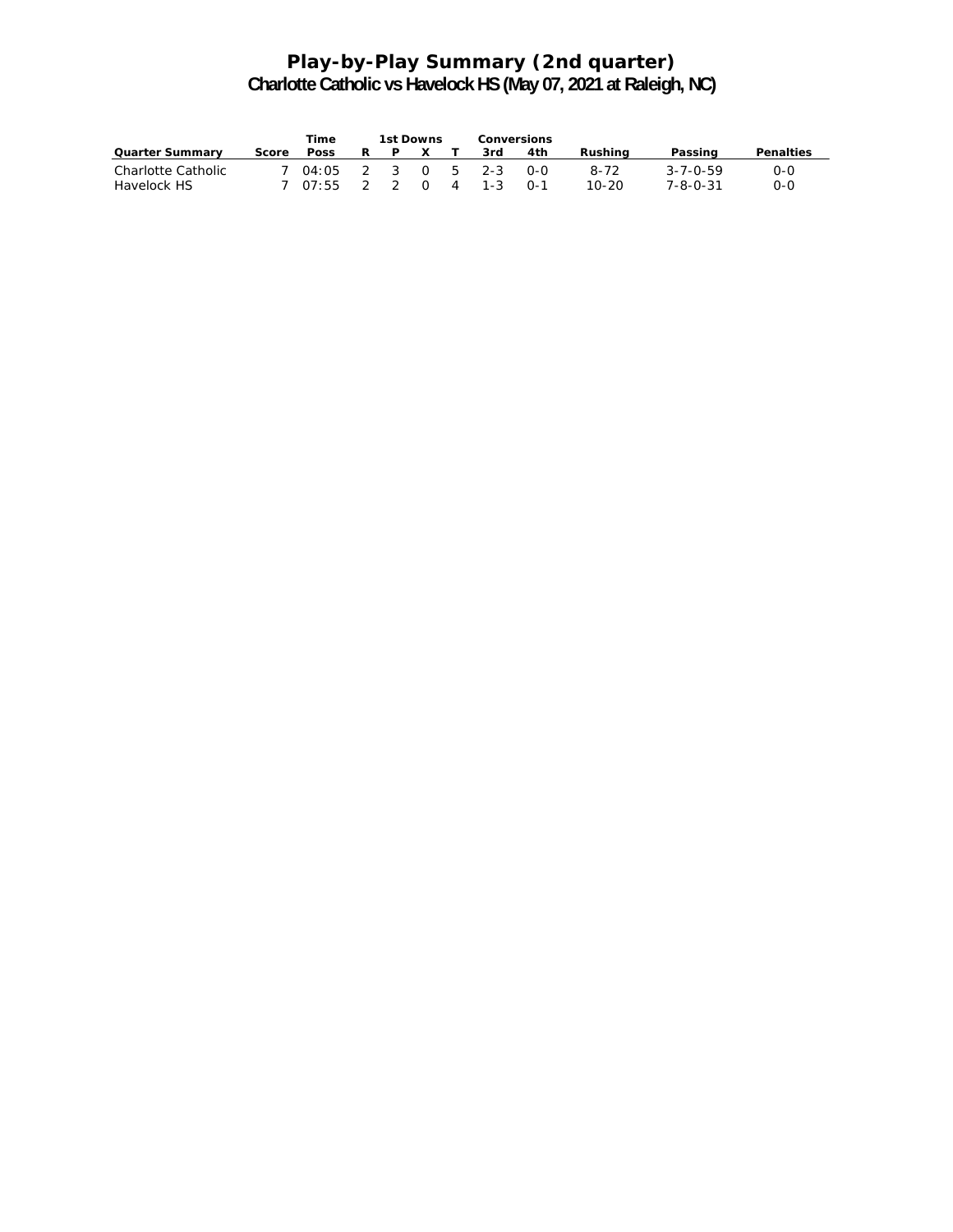# Play-by-Play Summary (2nd quarter)

## Charlotte Catholic vs Havelock HS (May 07, 2021 at Raleigh, NC)

| | | Time | 1st Downs | | | | Conversions | | | | |
|---|---|---|---|---|---|---|---|---|---|---|---|
| Quarter Summary | Score | Poss | R | P | X | T | 3rd | 4th | Rushing | Passing | Penalties |
| Charlotte Catholic | 7 | 04:05 | 2 | 3 | 0 | 5 | 2-3 | 0-0 | 8-72 | 3-7-0-59 | 0-0 |
| Havelock HS | 7 | 07:55 | 2 | 2 | 0 | 4 | 1-3 | 0-1 | 10-20 | 7-8-0-31 | 0-0 |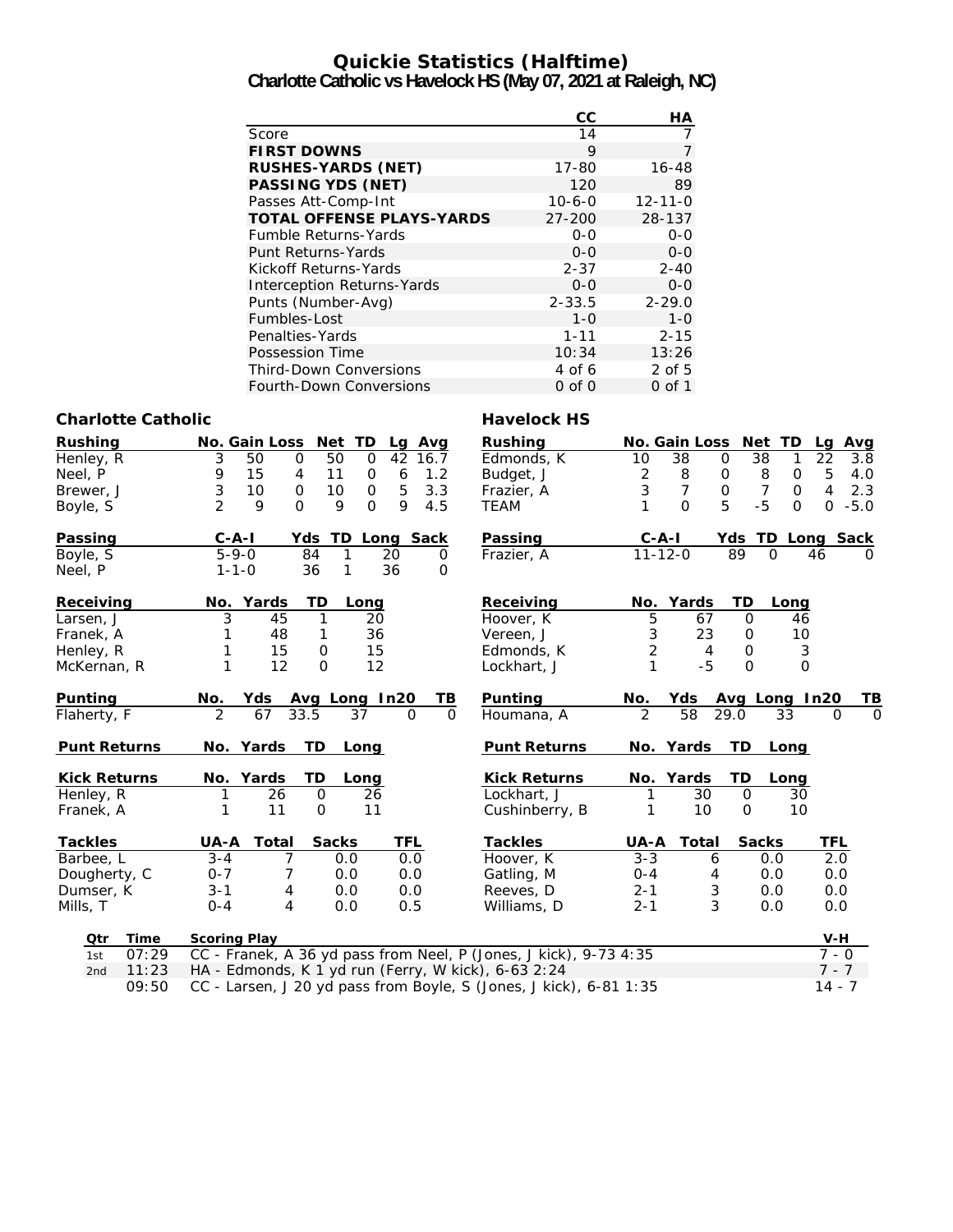# Quickie Statistics (Halftime)

## Charlotte Catholic vs Havelock HS (May 07, 2021 at Raleigh, NC)

| | CC | HA |
|---|---|---|
| Score | 14 | 7 |
| **FIRST DOWNS** | 9 | 7 |
| **RUSHES-YARDS (NET)** | 17-80 | 16-48 |
| **PASSING YDS (NET)** | 120 | 89 |
| Passes Att-Comp-Int | 10-6-0 | 12-11-0 |
| **TOTAL OFFENSE PLAYS-YARDS** | 27-200 | 28-137 |
| Fumble Returns-Yards | 0-0 | 0-0 |
| Punt Returns-Yards | 0-0 | 0-0 |
| Kickoff Returns-Yards | 2-37 | 2-40 |
| Interception Returns-Yards | 0-0 | 0-0 |
| Punts (Number-Avg) | 2-33.5 | 2-29.0 |
| Fumbles-Lost | 1-0 | 1-0 |
| Penalties-Yards | 1-11 | 2-15 |
| Possession Time | 10:34 | 13:26 |
| Third-Down Conversions | 4 of 6 | 2 of 5 |
| Fourth-Down Conversions | 0 of 0 | 0 of 1 |

### Charlotte Catholic

| Rushing | No. | Gain | Loss | Net | TD | Lg | Avg |
|---|---|---|---|---|---|---|---|
| Henley, R | 3 | 50 | 0 | 50 | 0 | 42 | 16.7 |
| Neel, P | 9 | 15 | 4 | 11 | 0 | 6 | 1.2 |
| Brewer, J | 3 | 10 | 0 | 10 | 0 | 5 | 3.3 |
| Boyle, S | 2 | 9 | 0 | 9 | 0 | 9 | 4.5 |

| Passing | C-A-I | Yds | TD | Long | Sack |
|---|---|---|---|---|---|
| Boyle, S | 5-9-0 | 84 | 1 | 20 | 0 |
| Neel, P | 1-1-0 | 36 | 1 | 36 | 0 |

| Receiving | No. | Yards | TD | Long |
|---|---|---|---|---|
| Larsen, J | 3 | 45 | 1 | 20 |
| Franek, A | 1 | 48 | 1 | 36 |
| Henley, R | 1 | 15 | 0 | 15 |
| McKernan, R | 1 | 12 | 0 | 12 |

| Punting | No. | Yds | Avg | Long | In20 | TB |
|---|---|---|---|---|---|---|
| Flaherty, F | 2 | 67 | 33.5 | 37 | 0 | 0 |

| Punt Returns | No. | Yards | TD | Long |
|---|---|---|---|---|

| Kick Returns | No. | Yards | TD | Long |
|---|---|---|---|---|
| Henley, R | 1 | 26 | 0 | 26 |
| Franek, A | 1 | 11 | 0 | 11 |

| Tackles | UA-A | Total | Sacks | TFL |
|---|---|---|---|---|
| Barbee, L | 3-4 | 7 | 0.0 | 0.0 |
| Dougherty, C | 0-7 | 7 | 0.0 | 0.0 |
| Dumser, K | 3-1 | 4 | 0.0 | 0.0 |
| Mills, T | 0-4 | 4 | 0.0 | 0.5 |

### Havelock HS

| Rushing | No. | Gain | Loss | Net | TD | Lg | Avg |
|---|---|---|---|---|---|---|---|
| Edmonds, K | 10 | 38 | 0 | 38 | 1 | 22 | 3.8 |
| Budget, J | 2 | 8 | 0 | 8 | 0 | 5 | 4.0 |
| Frazier, A | 3 | 7 | 0 | 7 | 0 | 4 | 2.3 |
| TEAM | 1 | 0 | 5 | -5 | 0 | 0 | -5.0 |

| Passing | C-A-I | Yds | TD | Long | Sack |
|---|---|---|---|---|---|
| Frazier, A | 11-12-0 | 89 | 0 | 46 | 0 |

| Receiving | No. | Yards | TD | Long |
|---|---|---|---|---|
| Hoover, K | 5 | 67 | 0 | 46 |
| Vereen, J | 3 | 23 | 0 | 10 |
| Edmonds, K | 2 | 4 | 0 | 3 |
| Lockhart, J | 1 | -5 | 0 | 0 |

| Punting | No. | Yds | Avg | Long | In20 | TB |
|---|---|---|---|---|---|---|
| Houmana, A | 2 | 58 | 29.0 | 33 | 0 | 0 |

| Punt Returns | No. | Yards | TD | Long |
|---|---|---|---|---|

| Kick Returns | No. | Yards | TD | Long |
|---|---|---|---|---|
| Lockhart, J | 1 | 30 | 0 | 30 |
| Cushinberry, B | 1 | 10 | 0 | 10 |

| Tackles | UA-A | Total | Sacks | TFL |
|---|---|---|---|---|
| Hoover, K | 3-3 | 6 | 0.0 | 2.0 |
| Gatling, M | 0-4 | 4 | 0.0 | 0.0 |
| Reeves, D | 2-1 | 3 | 0.0 | 0.0 |
| Williams, D | 2-1 | 3 | 0.0 | 0.0 |

### Scoring Plays

| Qtr | Time | Scoring Play | V-H |
|---|---|---|---|
| 1st | 07:29 | CC - Franek, A 36 yd pass from Neel, P (Jones, J kick), 9-73 4:35 | 7 - 0 |
| 2nd | 11:23 | HA - Edmonds, K 1 yd run (Ferry, W kick), 6-63 2:24 | 7 - 7 |
| | 09:50 | CC - Larsen, J 20 yd pass from Boyle, S (Jones, J kick), 6-81 1:35 | 14 - 7 |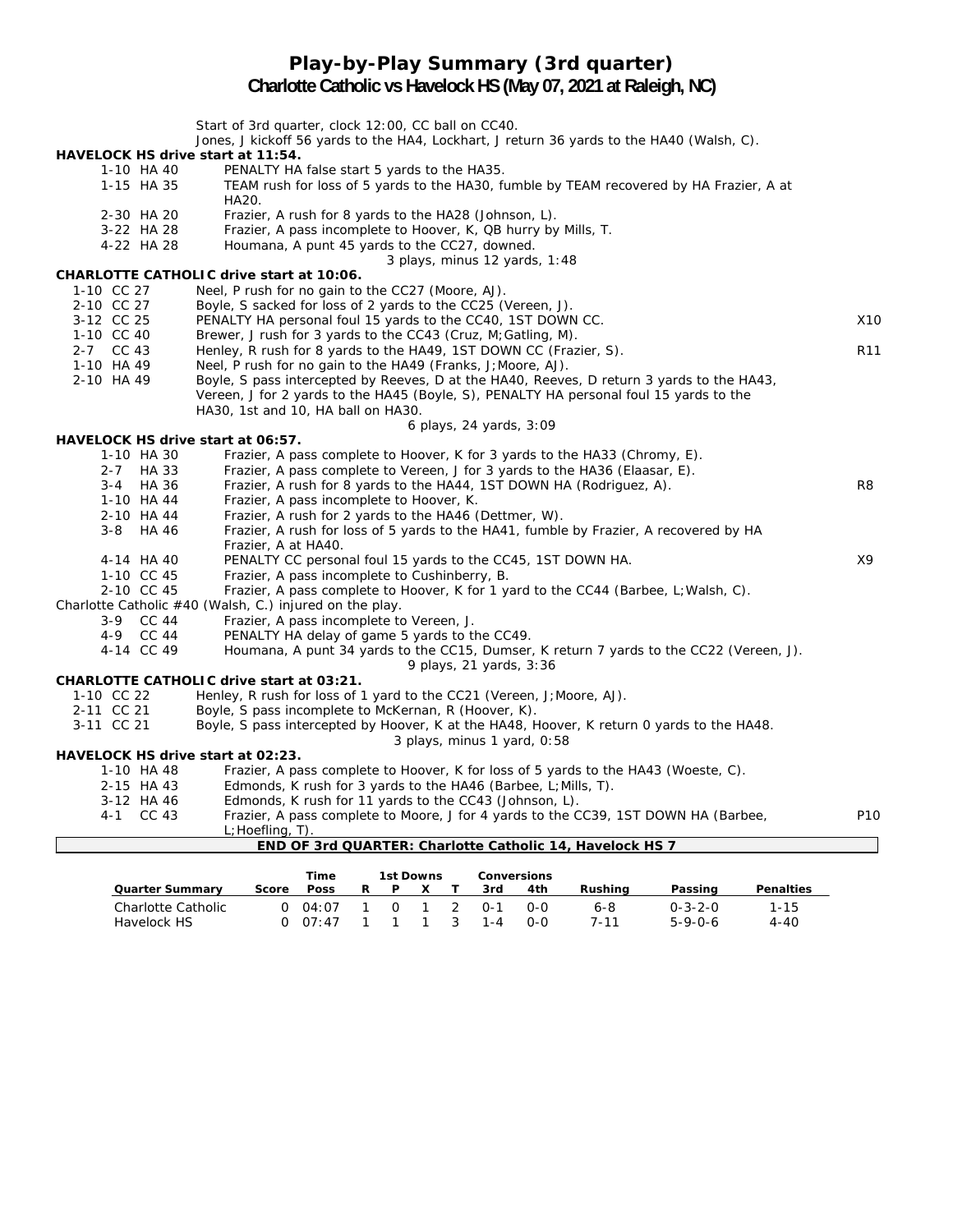# Play-by-Play Summary (3rd quarter)

## Charlotte Catholic vs Havelock HS (May 07, 2021 at Raleigh, NC)

Start of 3rd quarter, clock 12:00, CC ball on CC40.
Jones, J kickoff 56 yards to the HA4, Lockhart, J return 36 yards to the HA40 (Walsh, C).

**HAVELOCK HS drive start at 11:54.**

| | | |
|---|---|---|
| 1-10 HA 40 | PENALTY HA false start 5 yards to the HA35. | |
| 1-15 HA 35 | TEAM rush for loss of 5 yards to the HA30, fumble by TEAM recovered by HA Frazier, A at HA20. | |
| 2-30 HA 20 | Frazier, A rush for 8 yards to the HA28 (Johnson, L). | |
| 3-22 HA 28 | Frazier, A pass incomplete to Hoover, K, QB hurry by Mills, T. | |
| 4-22 HA 28 | Houmana, A punt 45 yards to the CC27, downed. | |
| | 3 plays, minus 12 yards, 1:48 | |

**CHARLOTTE CATHOLIC drive start at 10:06.**

| | | |
|---|---|---|
| 1-10 CC 27 | Neel, P rush for no gain to the CC27 (Moore, AJ). | |
| 2-10 CC 27 | Boyle, S sacked for loss of 2 yards to the CC25 (Vereen, J). | |
| 3-12 CC 25 | PENALTY HA personal foul 15 yards to the CC40, 1ST DOWN CC. | X10 |
| 1-10 CC 40 | Brewer, J rush for 3 yards to the CC43 (Cruz, M;Gatling, M). | |
| 2-7 CC 43 | Henley, R rush for 8 yards to the HA49, 1ST DOWN CC (Frazier, S). | R11 |
| 1-10 HA 49 | Neel, P rush for no gain to the HA49 (Franks, J;Moore, AJ). | |
| 2-10 HA 49 | Boyle, S pass intercepted by Reeves, D at the HA40, Reeves, D return 3 yards to the HA43, Vereen, J for 2 yards to the HA45 (Boyle, S), PENALTY HA personal foul 15 yards to the HA30, 1st and 10, HA ball on HA30. | |
| | 6 plays, 24 yards, 3:09 | |

**HAVELOCK HS drive start at 06:57.**

| | | |
|---|---|---|
| 1-10 HA 30 | Frazier, A pass complete to Hoover, K for 3 yards to the HA33 (Chromy, E). | |
| 2-7 HA 33 | Frazier, A pass complete to Vereen, J for 3 yards to the HA36 (Elaasar, E). | |
| 3-4 HA 36 | Frazier, A rush for 8 yards to the HA44, 1ST DOWN HA (Rodriguez, A). | R8 |
| 1-10 HA 44 | Frazier, A pass incomplete to Hoover, K. | |
| 2-10 HA 44 | Frazier, A rush for 2 yards to the HA46 (Dettmer, W). | |
| 3-8 HA 46 | Frazier, A rush for loss of 5 yards to the HA41, fumble by Frazier, A recovered by HA Frazier, A at HA40. | |
| 4-14 HA 40 | PENALTY CC personal foul 15 yards to the CC45, 1ST DOWN HA. | X9 |
| 1-10 CC 45 | Frazier, A pass incomplete to Cushinberry, B. | |
| 2-10 CC 45 | Frazier, A pass complete to Hoover, K for 1 yard to the CC44 (Barbee, L;Walsh, C). | |
| | Charlotte Catholic #40 (Walsh, C.) injured on the play. | |
| 3-9 CC 44 | Frazier, A pass incomplete to Vereen, J. | |
| 4-9 CC 44 | PENALTY HA delay of game 5 yards to the CC49. | |
| 4-14 CC 49 | Houmana, A punt 34 yards to the CC15, Dumser, K return 7 yards to the CC22 (Vereen, J). | |
| | 9 plays, 21 yards, 3:36 | |

**CHARLOTTE CATHOLIC drive start at 03:21.**

| | | |
|---|---|---|
| 1-10 CC 22 | Henley, R rush for loss of 1 yard to the CC21 (Vereen, J;Moore, AJ). | |
| 2-11 CC 21 | Boyle, S pass incomplete to McKernan, R (Hoover, K). | |
| 3-11 CC 21 | Boyle, S pass intercepted by Hoover, K at the HA48, Hoover, K return 0 yards to the HA48. | |
| | 3 plays, minus 1 yard, 0:58 | |

**HAVELOCK HS drive start at 02:23.**

| | | |
|---|---|---|
| 1-10 HA 48 | Frazier, A pass complete to Hoover, K for loss of 5 yards to the HA43 (Woeste, C). | |
| 2-15 HA 43 | Edmonds, K rush for 3 yards to the HA46 (Barbee, L;Mills, T). | |
| 3-12 HA 46 | Edmonds, K rush for 11 yards to the CC43 (Johnson, L). | |
| 4-1 CC 43 | Frazier, A pass complete to Moore, J for 4 yards to the CC39, 1ST DOWN HA (Barbee, L;Hoefling, T). | P10 |

**END OF 3rd QUARTER: Charlotte Catholic 14, Havelock HS 7**

| Quarter Summary | Score | Time Poss | 1st Downs R | P | X | T | Conversions 3rd | 4th | Rushing | Passing | Penalties |
|---|---|---|---|---|---|---|---|---|---|---|---|
| Charlotte Catholic | 0 | 04:07 | 1 | 0 | 1 | 2 | 0-1 | 0-0 | 6-8 | 0-3-2-0 | 1-15 |
| Havelock HS | 0 | 07:47 | 1 | 1 | 1 | 3 | 1-4 | 0-0 | 7-11 | 5-9-0-6 | 4-40 |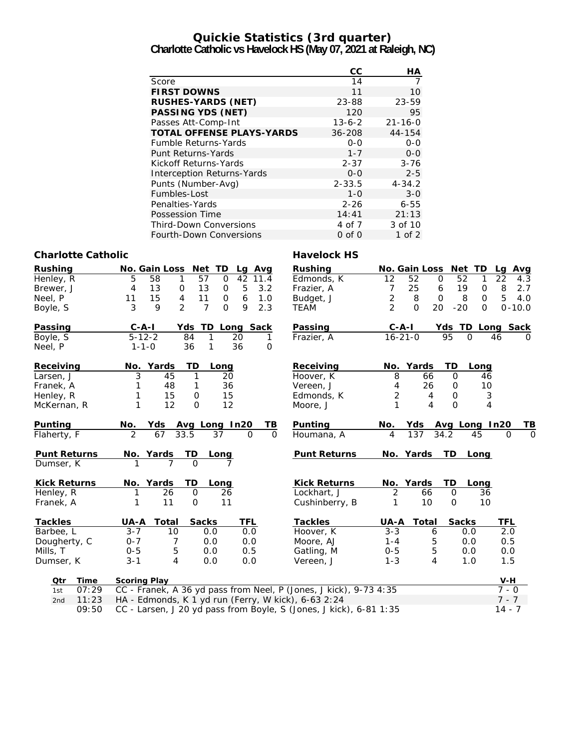# Quickie Statistics (3rd quarter)

## Charlotte Catholic vs Havelock HS (May 07, 2021 at Raleigh, NC)

| | CC | HA |
|---|---|---|
| Score | 14 | 7 |
| **FIRST DOWNS** | 11 | 10 |
| **RUSHES-YARDS (NET)** | 23-88 | 23-59 |
| **PASSING YDS (NET)** | 120 | 95 |
| Passes Att-Comp-Int | 13-6-2 | 21-16-0 |
| **TOTAL OFFENSE PLAYS-YARDS** | 36-208 | 44-154 |
| Fumble Returns-Yards | 0-0 | 0-0 |
| Punt Returns-Yards | 1-7 | 0-0 |
| Kickoff Returns-Yards | 2-37 | 3-76 |
| Interception Returns-Yards | 0-0 | 2-5 |
| Punts (Number-Avg) | 2-33.5 | 4-34.2 |
| Fumbles-Lost | 1-0 | 3-0 |
| Penalties-Yards | 2-26 | 6-55 |
| Possession Time | 14:41 | 21:13 |
| Third-Down Conversions | 4 of 7 | 3 of 10 |
| Fourth-Down Conversions | 0 of 0 | 1 of 2 |

### Charlotte Catholic

| Rushing | No. | Gain | Loss | Net | TD | Lg | Avg |
|---|---|---|---|---|---|---|---|
| Henley, R | 5 | 58 | 1 | 57 | 0 | 42 | 11.4 |
| Brewer, J | 4 | 13 | 0 | 13 | 0 | 5 | 3.2 |
| Neel, P | 11 | 15 | 4 | 11 | 0 | 6 | 1.0 |
| Boyle, S | 3 | 9 | 2 | 7 | 0 | 9 | 2.3 |

| Passing | C-A-I | Yds | TD | Long | Sack |
|---|---|---|---|---|---|
| Boyle, S | 5-12-2 | 84 | 1 | 20 | 1 |
| Neel, P | 1-1-0 | 36 | 1 | 36 | 0 |

| Receiving | No. | Yards | TD | Long |
|---|---|---|---|---|
| Larsen, J | 3 | 45 | 1 | 20 |
| Franek, A | 1 | 48 | 1 | 36 |
| Henley, R | 1 | 15 | 0 | 15 |
| McKernan, R | 1 | 12 | 0 | 12 |

| Punting | No. | Yds | Avg | Long | In20 | TB |
|---|---|---|---|---|---|---|
| Flaherty, F | 2 | 67 | 33.5 | 37 | 0 | 0 |

| Punt Returns | No. | Yards | TD | Long |
|---|---|---|---|---|
| Dumser, K | 1 | 7 | 0 | 7 |

| Kick Returns | No. | Yards | TD | Long |
|---|---|---|---|---|
| Henley, R | 1 | 26 | 0 | 26 |
| Franek, A | 1 | 11 | 0 | 11 |

| Tackles | UA-A | Total | Sacks | TFL |
|---|---|---|---|---|
| Barbee, L | 3-7 | 10 | 0.0 | 0.0 |
| Dougherty, C | 0-7 | 7 | 0.0 | 0.0 |
| Mills, T | 0-5 | 5 | 0.0 | 0.5 |
| Dumser, K | 3-1 | 4 | 0.0 | 0.0 |

### Havelock HS

| Rushing | No. | Gain | Loss | Net | TD | Lg | Avg |
|---|---|---|---|---|---|---|---|
| Edmonds, K | 12 | 52 | 0 | 52 | 1 | 22 | 4.3 |
| Frazier, A | 7 | 25 | 6 | 19 | 0 | 8 | 2.7 |
| Budget, J | 2 | 8 | 0 | 8 | 0 | 5 | 4.0 |
| TEAM | 2 | 0 | 20 | -20 | 0 | 0 | -10.0 |

| Passing | C-A-I | Yds | TD | Long | Sack |
|---|---|---|---|---|---|
| Frazier, A | 16-21-0 | 95 | 0 | 46 | 0 |

| Receiving | No. | Yards | TD | Long |
|---|---|---|---|---|
| Hoover, K | 8 | 66 | 0 | 46 |
| Vereen, J | 4 | 26 | 0 | 10 |
| Edmonds, K | 2 | 4 | 0 | 3 |
| Moore, J | 1 | 4 | 0 | 4 |

| Punting | No. | Yds | Avg | Long | In20 | TB |
|---|---|---|---|---|---|---|
| Houmana, A | 4 | 137 | 34.2 | 45 | 0 | 0 |

| Punt Returns | No. | Yards | TD | Long |
|---|---|---|---|---|

| Kick Returns | No. | Yards | TD | Long |
|---|---|---|---|---|
| Lockhart, J | 2 | 66 | 0 | 36 |
| Cushinberry, B | 1 | 10 | 0 | 10 |

| Tackles | UA-A | Total | Sacks | TFL |
|---|---|---|---|---|
| Hoover, K | 3-3 | 6 | 0.0 | 2.0 |
| Moore, AJ | 1-4 | 5 | 0.0 | 0.5 |
| Gatling, M | 0-5 | 5 | 0.0 | 0.0 |
| Vereen, J | 1-3 | 4 | 1.0 | 1.5 |

| Qtr | Time | Scoring Play | V-H |
|---|---|---|---|
| 1st | 07:29 | CC - Franek, A 36 yd pass from Neel, P (Jones, J kick), 9-73 4:35 | 7 - 0 |
| 2nd | 11:23 | HA - Edmonds, K 1 yd run (Ferry, W kick), 6-63 2:24 | 7 - 7 |
| | 09:50 | CC - Larsen, J 20 yd pass from Boyle, S (Jones, J kick), 6-81 1:35 | 14 - 7 |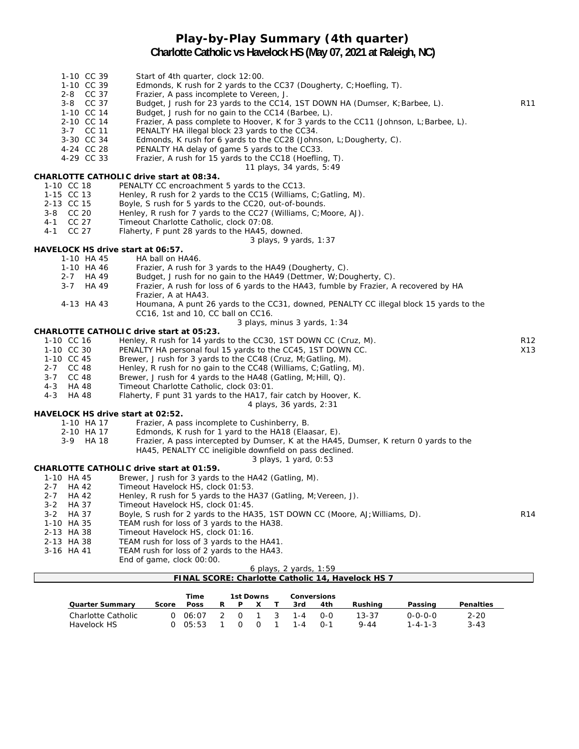# Play-by-Play Summary (4th quarter)

## Charlotte Catholic vs Havelock HS (May 07, 2021 at Raleigh, NC)

| | | |
|---|---|---|
| 1-10 CC 39 | Start of 4th quarter, clock 12:00. | |
| 1-10 CC 39 | Edmonds, K rush for 2 yards to the CC37 (Dougherty, C;Hoefling, T). | |
| 2-8 CC 37 | Frazier, A pass incomplete to Vereen, J. | |
| 3-8 CC 37 | Budget, J rush for 23 yards to the CC14, 1ST DOWN HA (Dumser, K;Barbee, L). | R11 |
| 1-10 CC 14 | Budget, J rush for no gain to the CC14 (Barbee, L). | |
| 2-10 CC 14 | Frazier, A pass complete to Hoover, K for 3 yards to the CC11 (Johnson, L;Barbee, L). | |
| 3-7 CC 11 | PENALTY HA illegal block 23 yards to the CC34. | |
| 3-30 CC 34 | Edmonds, K rush for 6 yards to the CC28 (Johnson, L;Dougherty, C). | |
| 4-24 CC 28 | PENALTY HA delay of game 5 yards to the CC33. | |
| 4-29 CC 33 | Frazier, A rush for 15 yards to the CC18 (Hoefling, T). | |
| | 11 plays, 34 yards, 5:49 | |

**CHARLOTTE CATHOLIC drive start at 08:34.**

| | | |
|---|---|---|
| 1-10 CC 18 | PENALTY CC encroachment 5 yards to the CC13. | |
| 1-15 CC 13 | Henley, R rush for 2 yards to the CC15 (Williams, C;Gatling, M). | |
| 2-13 CC 15 | Boyle, S rush for 5 yards to the CC20, out-of-bounds. | |
| 3-8 CC 20 | Henley, R rush for 7 yards to the CC27 (Williams, C;Moore, AJ). | |
| 4-1 CC 27 | Timeout Charlotte Catholic, clock 07:08. | |
| 4-1 CC 27 | Flaherty, F punt 28 yards to the HA45, downed. | |
| | 3 plays, 9 yards, 1:37 | |

**HAVELOCK HS drive start at 06:57.**

| | | |
|---|---|---|
| 1-10 HA 45 | HA ball on HA46. | |
| 1-10 HA 46 | Frazier, A rush for 3 yards to the HA49 (Dougherty, C). | |
| 2-7 HA 49 | Budget, J rush for no gain to the HA49 (Dettmer, W;Dougherty, C). | |
| 3-7 HA 49 | Frazier, A rush for loss of 6 yards to the HA43, fumble by Frazier, A recovered by HA Frazier, A at HA43. | |
| 4-13 HA 43 | Houmana, A punt 26 yards to the CC31, downed, PENALTY CC illegal block 15 yards to the CC16, 1st and 10, CC ball on CC16. | |
| | 3 plays, minus 3 yards, 1:34 | |

**CHARLOTTE CATHOLIC drive start at 05:23.**

| | | |
|---|---|---|
| 1-10 CC 16 | Henley, R rush for 14 yards to the CC30, 1ST DOWN CC (Cruz, M). | R12 |
| 1-10 CC 30 | PENALTY HA personal foul 15 yards to the CC45, 1ST DOWN CC. | X13 |
| 1-10 CC 45 | Brewer, J rush for 3 yards to the CC48 (Cruz, M;Gatling, M). | |
| 2-7 CC 48 | Henley, R rush for no gain to the CC48 (Williams, C;Gatling, M). | |
| 3-7 CC 48 | Brewer, J rush for 4 yards to the HA48 (Gatling, M;Hill, Q). | |
| 4-3 HA 48 | Timeout Charlotte Catholic, clock 03:01. | |
| 4-3 HA 48 | Flaherty, F punt 31 yards to the HA17, fair catch by Hoover, K. | |
| | 4 plays, 36 yards, 2:31 | |

**HAVELOCK HS drive start at 02:52.**

| | | |
|---|---|---|
| 1-10 HA 17 | Frazier, A pass incomplete to Cushinberry, B. | |
| 2-10 HA 17 | Edmonds, K rush for 1 yard to the HA18 (Elaasar, E). | |
| 3-9 HA 18 | Frazier, A pass intercepted by Dumser, K at the HA45, Dumser, K return 0 yards to the HA45, PENALTY CC ineligible downfield on pass declined. | |
| | 3 plays, 1 yard, 0:53 | |

**CHARLOTTE CATHOLIC drive start at 01:59.**

| | | |
|---|---|---|
| 1-10 HA 45 | Brewer, J rush for 3 yards to the HA42 (Gatling, M). | |
| 2-7 HA 42 | Timeout Havelock HS, clock 01:53. | |
| 2-7 HA 42 | Henley, R rush for 5 yards to the HA37 (Gatling, M;Vereen, J). | |
| 3-2 HA 37 | Timeout Havelock HS, clock 01:45. | |
| 3-2 HA 37 | Boyle, S rush for 2 yards to the HA35, 1ST DOWN CC (Moore, AJ;Williams, D). | R14 |
| 1-10 HA 35 | TEAM rush for loss of 3 yards to the HA38. | |
| 2-13 HA 38 | Timeout Havelock HS, clock 01:16. | |
| 2-13 HA 38 | TEAM rush for loss of 3 yards to the HA41. | |
| 3-16 HA 41 | TEAM rush for loss of 2 yards to the HA43. | |
| | End of game, clock 00:00. | |
| | 6 plays, 2 yards, 1:59 | |

**FINAL SCORE: Charlotte Catholic 14, Havelock HS 7**

| Quarter Summary | Score | Time Poss | 1st Downs R | P | X | T | Conversions 3rd | 4th | Rushing | Passing | Penalties |
|---|---|---|---|---|---|---|---|---|---|---|---|
| Charlotte Catholic | 0 | 06:07 | 2 | 0 | 1 | 3 | 1-4 | 0-0 | 13-37 | 0-0-0-0 | 2-20 |
| Havelock HS | 0 | 05:53 | 1 | 0 | 0 | 1 | 1-4 | 0-1 | 9-44 | 1-4-1-3 | 3-43 |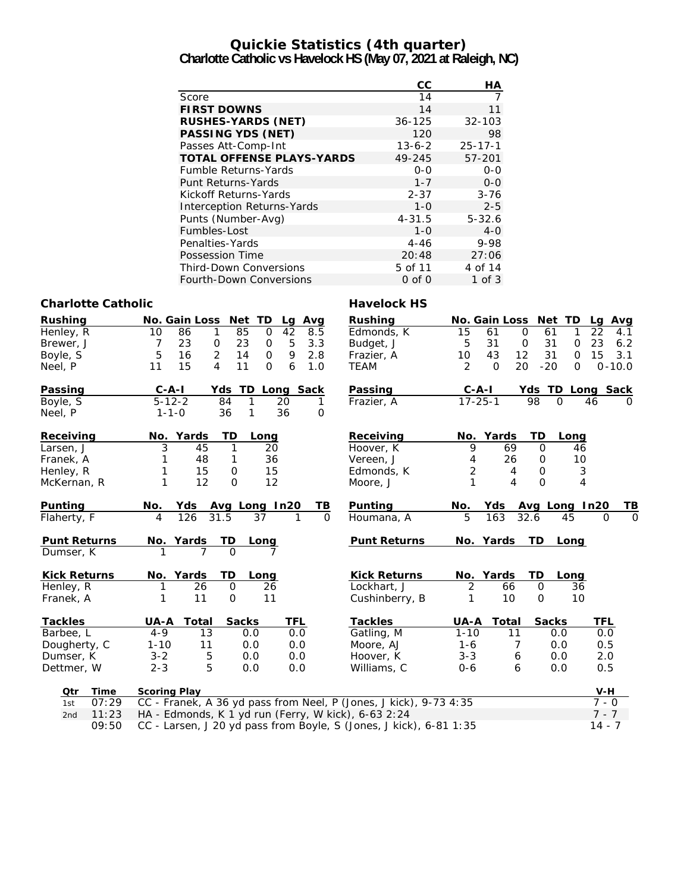# Quickie Statistics (4th quarter)
## Charlotte Catholic vs Havelock HS (May 07, 2021 at Raleigh, NC)

| | CC | HA |
|---|---|---|
| Score | 14 | 7 |
| **FIRST DOWNS** | 14 | 11 |
| **RUSHES-YARDS (NET)** | 36-125 | 32-103 |
| **PASSING YDS (NET)** | 120 | 98 |
| Passes Att-Comp-Int | 13-6-2 | 25-17-1 |
| **TOTAL OFFENSE PLAYS-YARDS** | 49-245 | 57-201 |
| Fumble Returns-Yards | 0-0 | 0-0 |
| Punt Returns-Yards | 1-7 | 0-0 |
| Kickoff Returns-Yards | 2-37 | 3-76 |
| Interception Returns-Yards | 1-0 | 2-5 |
| Punts (Number-Avg) | 4-31.5 | 5-32.6 |
| Fumbles-Lost | 1-0 | 4-0 |
| Penalties-Yards | 4-46 | 9-98 |
| Possession Time | 20:48 | 27:06 |
| Third-Down Conversions | 5 of 11 | 4 of 14 |
| Fourth-Down Conversions | 0 of 0 | 1 of 3 |

### Charlotte Catholic

| Rushing | No. | Gain | Loss | Net | TD | Lg | Avg |
|---|---|---|---|---|---|---|---|
| Henley, R | 10 | 86 | 1 | 85 | 0 | 42 | 8.5 |
| Brewer, J | 7 | 23 | 0 | 23 | 0 | 5 | 3.3 |
| Boyle, S | 5 | 16 | 2 | 14 | 0 | 9 | 2.8 |
| Neel, P | 11 | 15 | 4 | 11 | 0 | 6 | 1.0 |

| Passing | C-A-I | Yds | TD | Long | Sack |
|---|---|---|---|---|---|
| Boyle, S | 5-12-2 | 84 | 1 | 20 | 1 |
| Neel, P | 1-1-0 | 36 | 1 | 36 | 0 |

| Receiving | No. | Yards | TD | Long |
|---|---|---|---|---|
| Larsen, J | 3 | 45 | 1 | 20 |
| Franek, A | 1 | 48 | 1 | 36 |
| Henley, R | 1 | 15 | 0 | 15 |
| McKernan, R | 1 | 12 | 0 | 12 |

| Punting | No. | Yds | Avg | Long | In20 | TB |
|---|---|---|---|---|---|---|
| Flaherty, F | 4 | 126 | 31.5 | 37 | 1 | 0 |

| Punt Returns | No. | Yards | TD | Long |
|---|---|---|---|---|
| Dumser, K | 1 | 7 | 0 | 7 |

| Kick Returns | No. | Yards | TD | Long |
|---|---|---|---|---|
| Henley, R | 1 | 26 | 0 | 26 |
| Franek, A | 1 | 11 | 0 | 11 |

| Tackles | UA-A | Total | Sacks | TFL |
|---|---|---|---|---|
| Barbee, L | 4-9 | 13 | 0.0 | 0.0 |
| Dougherty, C | 1-10 | 11 | 0.0 | 0.0 |
| Dumser, K | 3-2 | 5 | 0.0 | 0.0 |
| Dettmer, W | 2-3 | 5 | 0.0 | 0.0 |

### Havelock HS

| Rushing | No. | Gain | Loss | Net | TD | Lg | Avg |
|---|---|---|---|---|---|---|---|
| Edmonds, K | 15 | 61 | 0 | 61 | 1 | 22 | 4.1 |
| Budget, J | 5 | 31 | 0 | 31 | 0 | 23 | 6.2 |
| Frazier, A | 10 | 43 | 12 | 31 | 0 | 15 | 3.1 |
| TEAM | 2 | 0 | 20 | -20 | 0 | 0 | -10.0 |

| Passing | C-A-I | Yds | TD | Long | Sack |
|---|---|---|---|---|---|
| Frazier, A | 17-25-1 | 98 | 0 | 46 | 0 |

| Receiving | No. | Yards | TD | Long |
|---|---|---|---|---|
| Hoover, K | 9 | 69 | 0 | 46 |
| Vereen, J | 4 | 26 | 0 | 10 |
| Edmonds, K | 2 | 4 | 0 | 3 |
| Moore, J | 1 | 4 | 0 | 4 |

| Punting | No. | Yds | Avg | Long | In20 | TB |
|---|---|---|---|---|---|---|
| Houmana, A | 5 | 163 | 32.6 | 45 | 0 | 0 |

| Punt Returns | No. | Yards | TD | Long |
|---|---|---|---|---|

| Kick Returns | No. | Yards | TD | Long |
|---|---|---|---|---|
| Lockhart, J | 2 | 66 | 0 | 36 |
| Cushinberry, B | 1 | 10 | 0 | 10 |

| Tackles | UA-A | Total | Sacks | TFL |
|---|---|---|---|---|
| Gatling, M | 1-10 | 11 | 0.0 | 0.0 |
| Moore, AJ | 1-6 | 7 | 0.0 | 0.5 |
| Hoover, K | 3-3 | 6 | 0.0 | 2.0 |
| Williams, C | 0-6 | 6 | 0.0 | 0.5 |

| Qtr | Time | Scoring Play | V-H |
|---|---|---|---|
| 1st | 07:29 | CC - Franek, A 36 yd pass from Neel, P (Jones, J kick), 9-73 4:35 | 7 - 0 |
| 2nd | 11:23 | HA - Edmonds, K 1 yd run (Ferry, W kick), 6-63 2:24 | 7 - 7 |
| | 09:50 | CC - Larsen, J 20 yd pass from Boyle, S (Jones, J kick), 6-81 1:35 | 14 - 7 |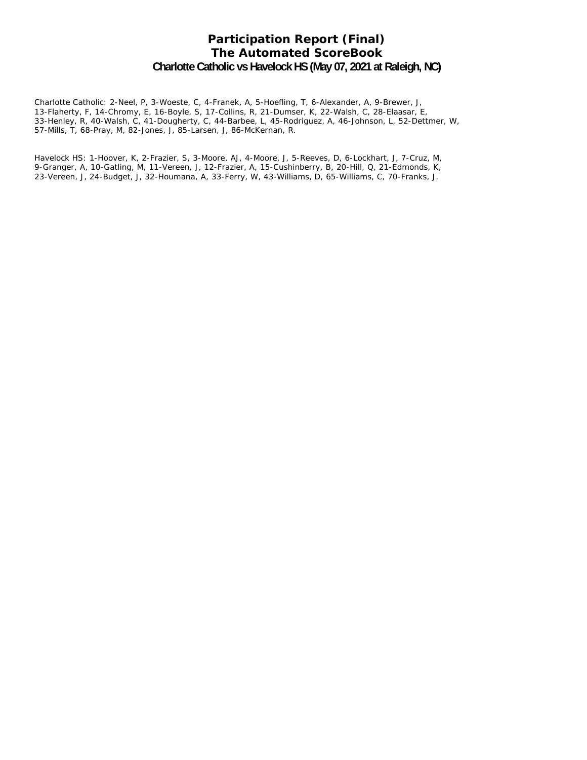# Participation Report (Final)
## The Automated ScoreBook
### Charlotte Catholic vs Havelock HS (May 07, 2021 at Raleigh, NC)

Charlotte Catholic: 2-Neel, P, 3-Woeste, C, 4-Franek, A, 5-Hoefling, T, 6-Alexander, A, 9-Brewer, J, 13-Flaherty, F, 14-Chromy, E, 16-Boyle, S, 17-Collins, R, 21-Dumser, K, 22-Walsh, C, 28-Elaasar, E, 33-Henley, R, 40-Walsh, C, 41-Dougherty, C, 44-Barbee, L, 45-Rodriguez, A, 46-Johnson, L, 52-Dettmer, W, 57-Mills, T, 68-Pray, M, 82-Jones, J, 85-Larsen, J, 86-McKernan, R.

Havelock HS: 1-Hoover, K, 2-Frazier, S, 3-Moore, AJ, 4-Moore, J, 5-Reeves, D, 6-Lockhart, J, 7-Cruz, M, 9-Granger, A, 10-Gatling, M, 11-Vereen, J, 12-Frazier, A, 15-Cushinberry, B, 20-Hill, Q, 21-Edmonds, K, 23-Vereen, J, 24-Budget, J, 32-Houmana, A, 33-Ferry, W, 43-Williams, D, 65-Williams, C, 70-Franks, J.